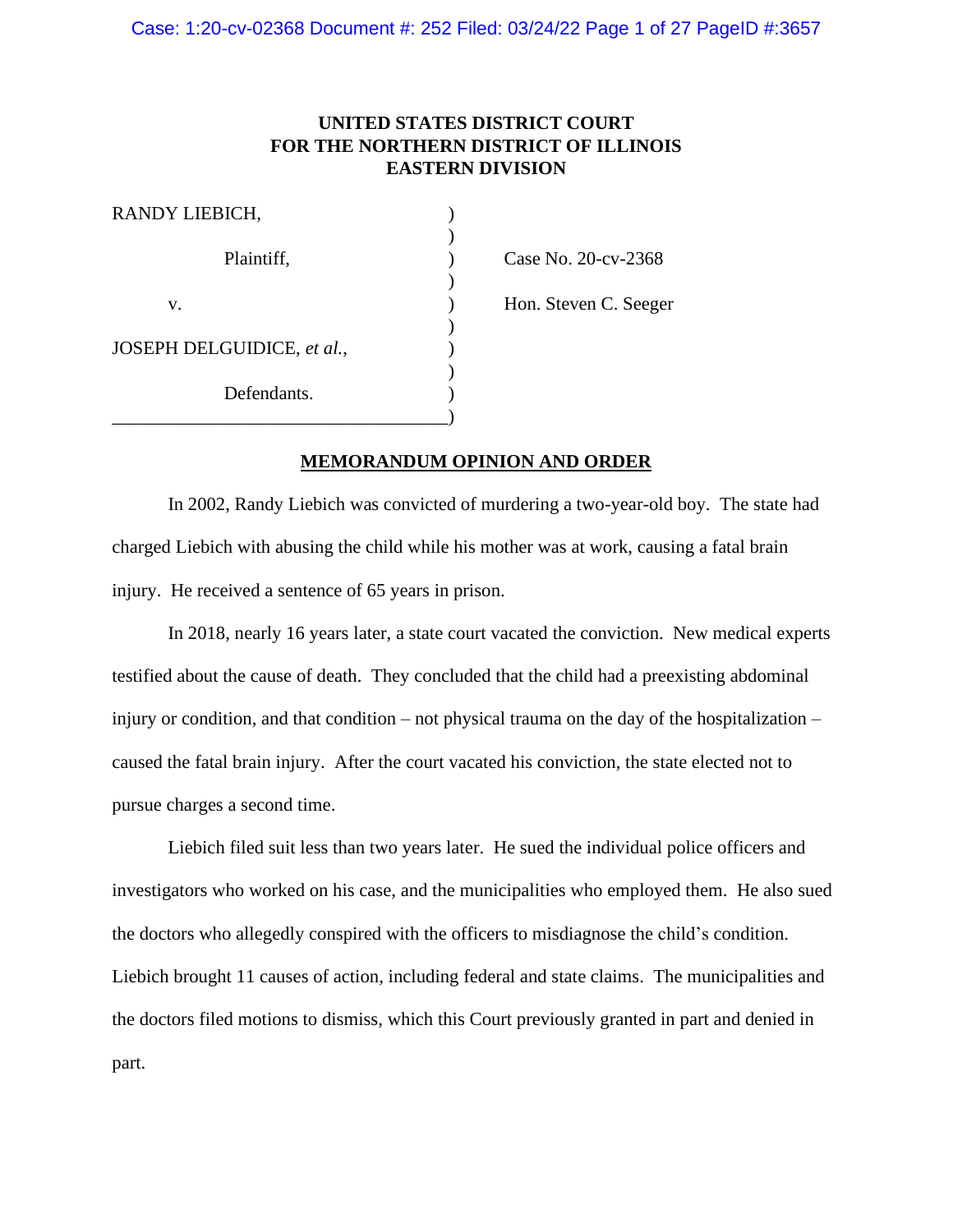**UNITED STATES DISTRICT COURT**
**FOR THE NORTHERN DISTRICT OF ILLINOIS**
**EASTERN DIVISION**

| | | |
|---|---|---|
| RANDY LIEBICH, | ) | |
| | ) | |
| Plaintiff, | ) | Case No. 20-cv-2368 |
| | ) | |
| v. | ) | Hon. Steven C. Seeger |
| | ) | |
| JOSEPH DELGUIDICE, *et al.*, | ) | |
| | ) | |
| Defendants. | ) | |

**MEMORANDUM OPINION AND ORDER**

In 2002, Randy Liebich was convicted of murdering a two-year-old boy. The state had charged Liebich with abusing the child while his mother was at work, causing a fatal brain injury. He received a sentence of 65 years in prison.

In 2018, nearly 16 years later, a state court vacated the conviction. New medical experts testified about the cause of death. They concluded that the child had a preexisting abdominal injury or condition, and that condition – not physical trauma on the day of the hospitalization – caused the fatal brain injury. After the court vacated his conviction, the state elected not to pursue charges a second time.

Liebich filed suit less than two years later. He sued the individual police officers and investigators who worked on his case, and the municipalities who employed them. He also sued the doctors who allegedly conspired with the officers to misdiagnose the child's condition. Liebich brought 11 causes of action, including federal and state claims. The municipalities and the doctors filed motions to dismiss, which this Court previously granted in part and denied in part.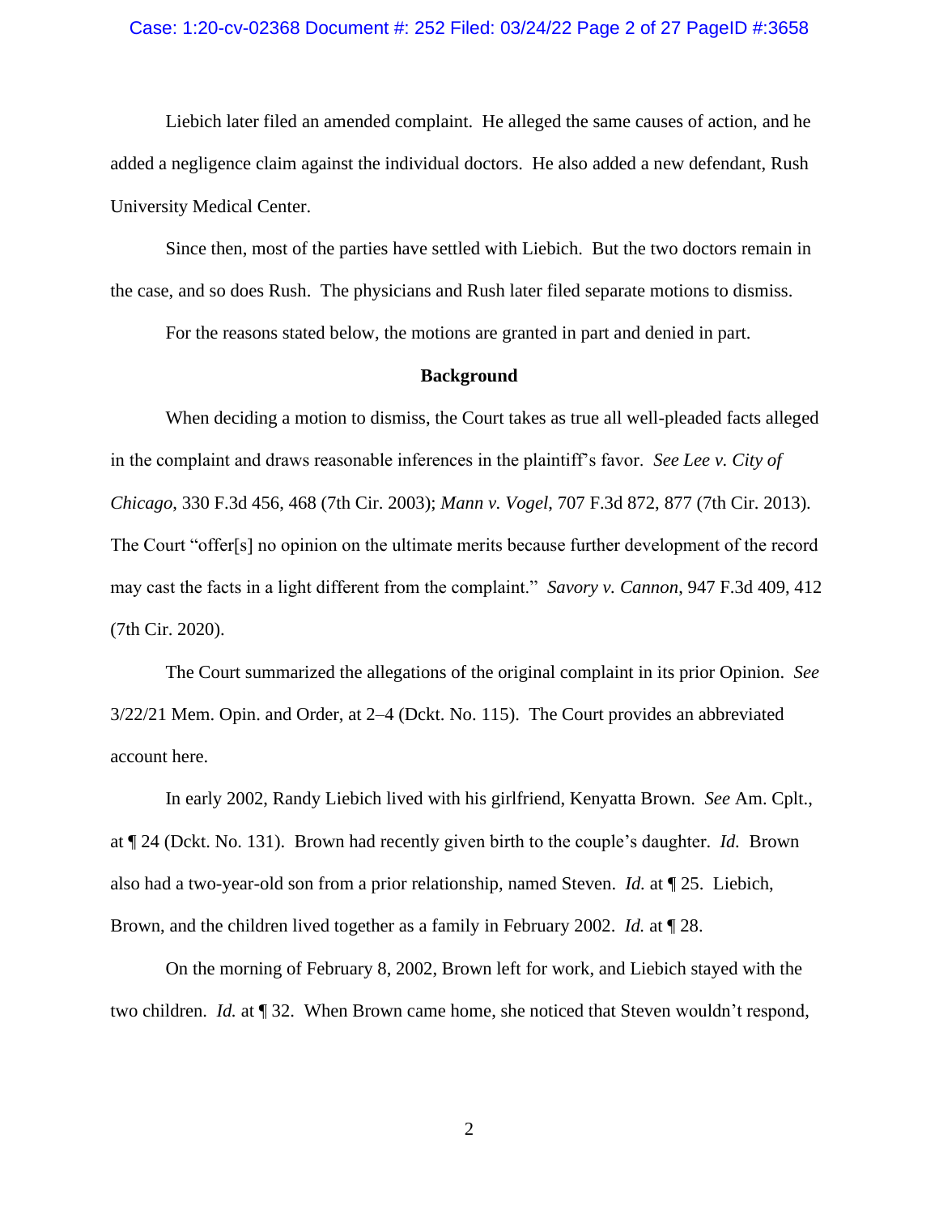Liebich later filed an amended complaint. He alleged the same causes of action, and he added a negligence claim against the individual doctors. He also added a new defendant, Rush University Medical Center.

Since then, most of the parties have settled with Liebich. But the two doctors remain in the case, and so does Rush. The physicians and Rush later filed separate motions to dismiss.

For the reasons stated below, the motions are granted in part and denied in part.

## Background

When deciding a motion to dismiss, the Court takes as true all well-pleaded facts alleged in the complaint and draws reasonable inferences in the plaintiff's favor. *See Lee v. City of Chicago*, 330 F.3d 456, 468 (7th Cir. 2003); *Mann v. Vogel*, 707 F.3d 872, 877 (7th Cir. 2013). The Court "offer[s] no opinion on the ultimate merits because further development of the record may cast the facts in a light different from the complaint." *Savory v. Cannon*, 947 F.3d 409, 412 (7th Cir. 2020).

The Court summarized the allegations of the original complaint in its prior Opinion. *See* 3/22/21 Mem. Opin. and Order, at 2–4 (Dckt. No. 115). The Court provides an abbreviated account here.

In early 2002, Randy Liebich lived with his girlfriend, Kenyatta Brown. *See* Am. Cplt., at ¶ 24 (Dckt. No. 131). Brown had recently given birth to the couple's daughter. *Id.* Brown also had a two-year-old son from a prior relationship, named Steven. *Id.* at ¶ 25. Liebich, Brown, and the children lived together as a family in February 2002. *Id.* at ¶ 28.

On the morning of February 8, 2002, Brown left for work, and Liebich stayed with the two children. *Id.* at ¶ 32. When Brown came home, she noticed that Steven wouldn't respond,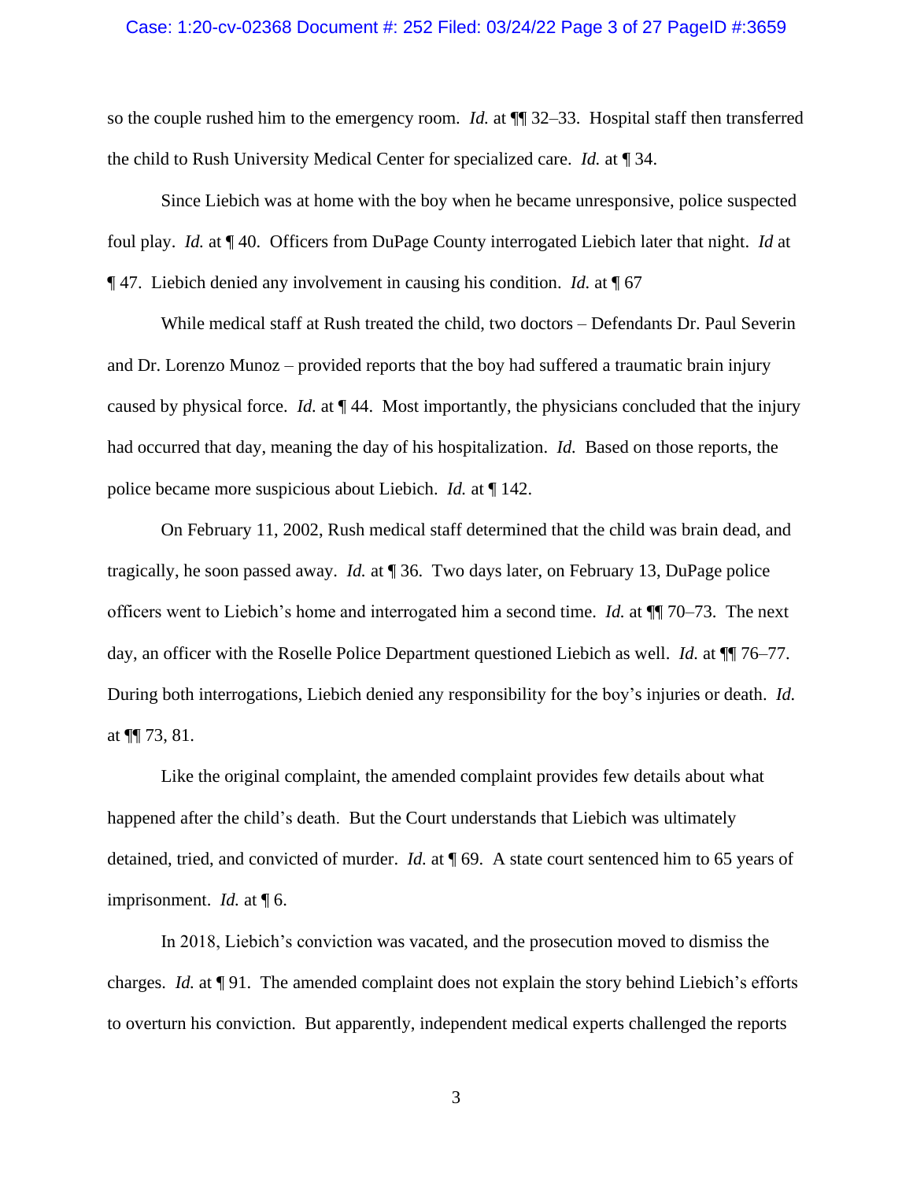so the couple rushed him to the emergency room. *Id.* at ¶¶ 32–33. Hospital staff then transferred the child to Rush University Medical Center for specialized care. *Id.* at ¶ 34.

Since Liebich was at home with the boy when he became unresponsive, police suspected foul play. *Id.* at ¶ 40. Officers from DuPage County interrogated Liebich later that night. *Id* at ¶ 47. Liebich denied any involvement in causing his condition. *Id.* at ¶ 67

While medical staff at Rush treated the child, two doctors – Defendants Dr. Paul Severin and Dr. Lorenzo Munoz – provided reports that the boy had suffered a traumatic brain injury caused by physical force. *Id.* at ¶ 44. Most importantly, the physicians concluded that the injury had occurred that day, meaning the day of his hospitalization. *Id.* Based on those reports, the police became more suspicious about Liebich. *Id.* at ¶ 142.

On February 11, 2002, Rush medical staff determined that the child was brain dead, and tragically, he soon passed away. *Id.* at ¶ 36. Two days later, on February 13, DuPage police officers went to Liebich's home and interrogated him a second time. *Id.* at ¶¶ 70–73. The next day, an officer with the Roselle Police Department questioned Liebich as well. *Id.* at ¶¶ 76–77. During both interrogations, Liebich denied any responsibility for the boy's injuries or death. *Id.* at ¶¶ 73, 81.

Like the original complaint, the amended complaint provides few details about what happened after the child's death. But the Court understands that Liebich was ultimately detained, tried, and convicted of murder. *Id.* at ¶ 69. A state court sentenced him to 65 years of imprisonment. *Id.* at ¶ 6.

In 2018, Liebich's conviction was vacated, and the prosecution moved to dismiss the charges. *Id.* at ¶ 91. The amended complaint does not explain the story behind Liebich's efforts to overturn his conviction. But apparently, independent medical experts challenged the reports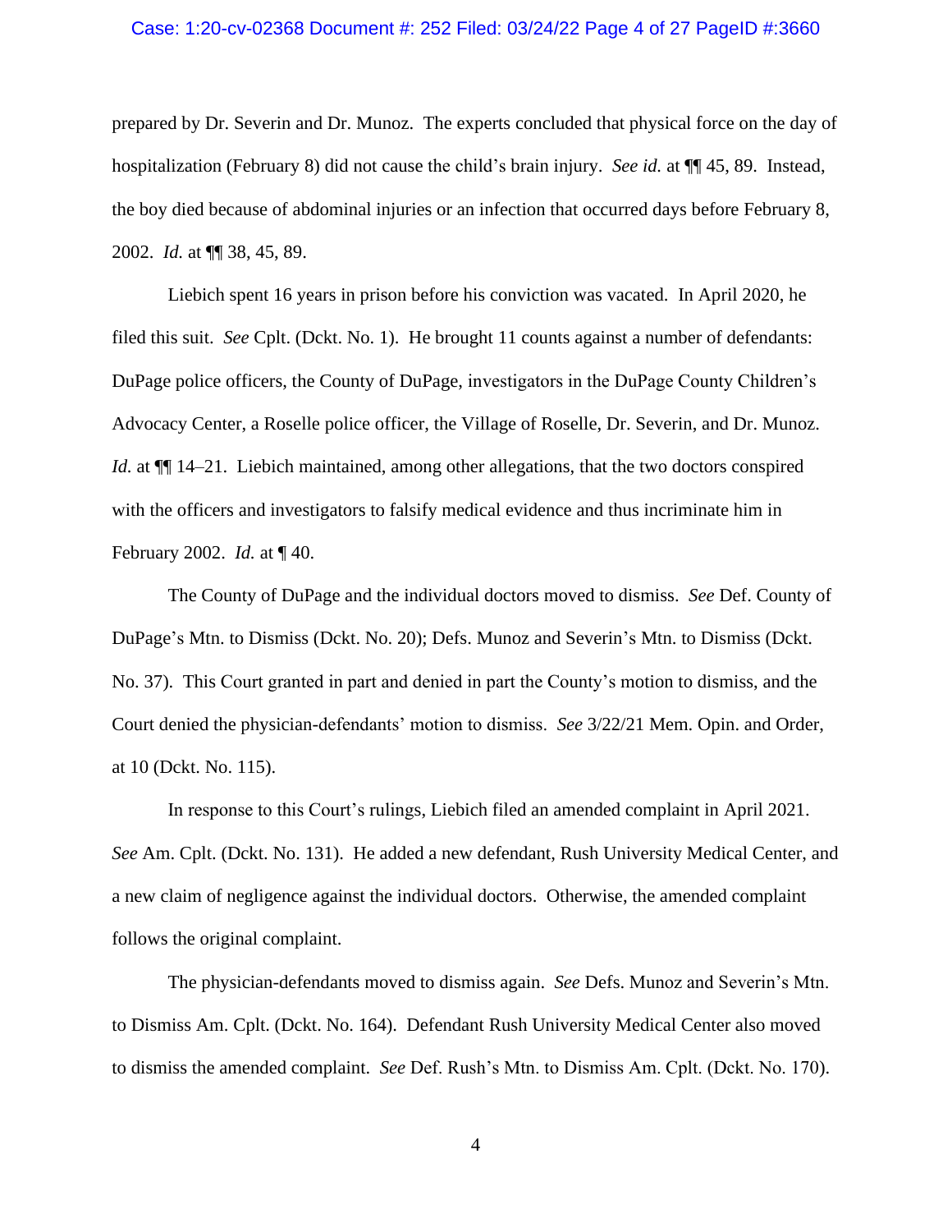prepared by Dr. Severin and Dr. Munoz. The experts concluded that physical force on the day of hospitalization (February 8) did not cause the child's brain injury. *See id.* at ¶¶ 45, 89. Instead, the boy died because of abdominal injuries or an infection that occurred days before February 8, 2002. *Id.* at ¶¶ 38, 45, 89.

Liebich spent 16 years in prison before his conviction was vacated. In April 2020, he filed this suit. *See* Cplt. (Dckt. No. 1). He brought 11 counts against a number of defendants: DuPage police officers, the County of DuPage, investigators in the DuPage County Children's Advocacy Center, a Roselle police officer, the Village of Roselle, Dr. Severin, and Dr. Munoz. *Id.* at ¶¶ 14–21. Liebich maintained, among other allegations, that the two doctors conspired with the officers and investigators to falsify medical evidence and thus incriminate him in February 2002. *Id.* at ¶ 40.

The County of DuPage and the individual doctors moved to dismiss. *See* Def. County of DuPage's Mtn. to Dismiss (Dckt. No. 20); Defs. Munoz and Severin's Mtn. to Dismiss (Dckt. No. 37). This Court granted in part and denied in part the County's motion to dismiss, and the Court denied the physician-defendants' motion to dismiss. *See* 3/22/21 Mem. Opin. and Order, at 10 (Dckt. No. 115).

In response to this Court's rulings, Liebich filed an amended complaint in April 2021. *See* Am. Cplt. (Dckt. No. 131). He added a new defendant, Rush University Medical Center, and a new claim of negligence against the individual doctors. Otherwise, the amended complaint follows the original complaint.

The physician-defendants moved to dismiss again. *See* Defs. Munoz and Severin's Mtn. to Dismiss Am. Cplt. (Dckt. No. 164). Defendant Rush University Medical Center also moved to dismiss the amended complaint. *See* Def. Rush's Mtn. to Dismiss Am. Cplt. (Dckt. No. 170).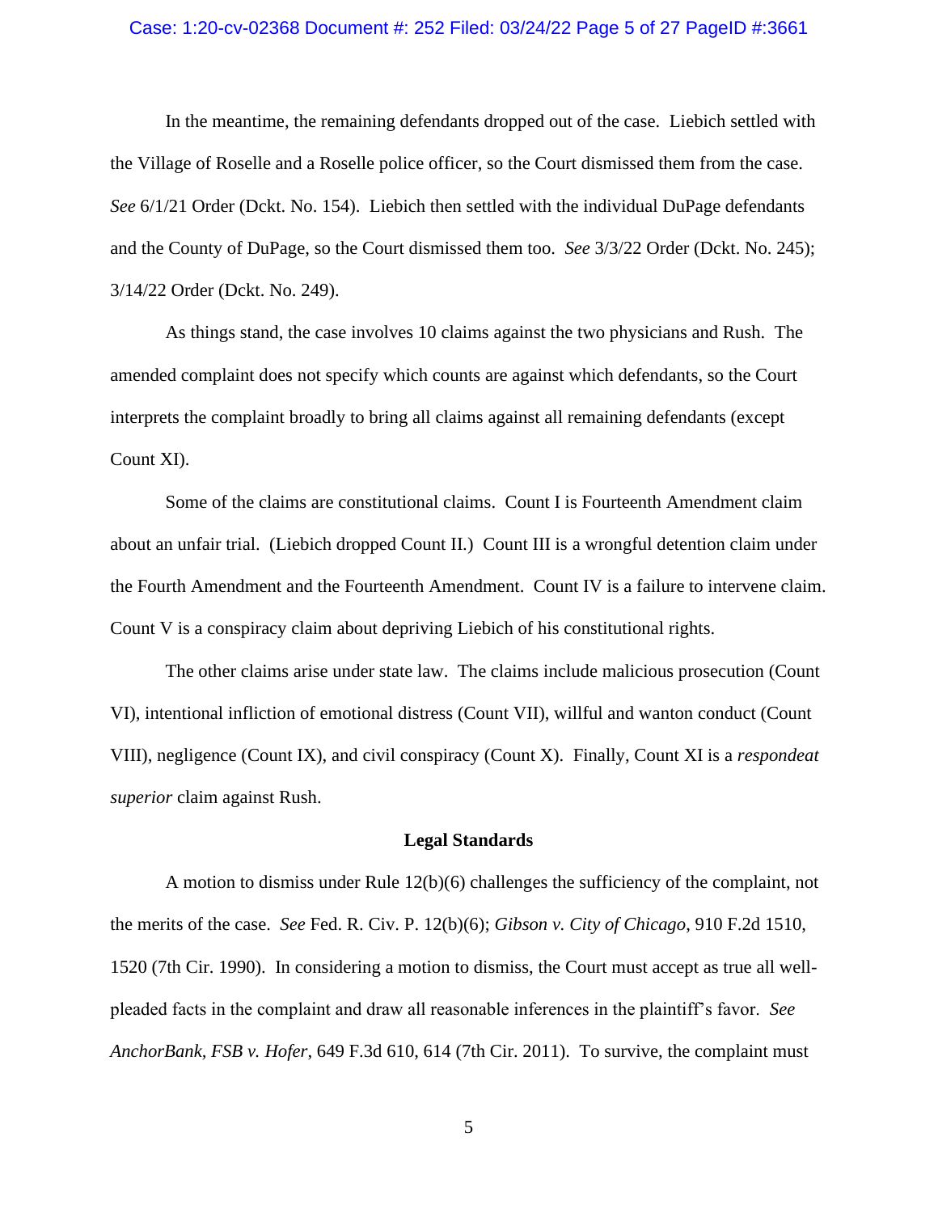In the meantime, the remaining defendants dropped out of the case. Liebich settled with the Village of Roselle and a Roselle police officer, so the Court dismissed them from the case. *See* 6/1/21 Order (Dckt. No. 154). Liebich then settled with the individual DuPage defendants and the County of DuPage, so the Court dismissed them too. *See* 3/3/22 Order (Dckt. No. 245); 3/14/22 Order (Dckt. No. 249).

As things stand, the case involves 10 claims against the two physicians and Rush. The amended complaint does not specify which counts are against which defendants, so the Court interprets the complaint broadly to bring all claims against all remaining defendants (except Count XI).

Some of the claims are constitutional claims. Count I is Fourteenth Amendment claim about an unfair trial. (Liebich dropped Count II.) Count III is a wrongful detention claim under the Fourth Amendment and the Fourteenth Amendment. Count IV is a failure to intervene claim. Count V is a conspiracy claim about depriving Liebich of his constitutional rights.

The other claims arise under state law. The claims include malicious prosecution (Count VI), intentional infliction of emotional distress (Count VII), willful and wanton conduct (Count VIII), negligence (Count IX), and civil conspiracy (Count X). Finally, Count XI is a *respondeat superior* claim against Rush.

## Legal Standards

A motion to dismiss under Rule 12(b)(6) challenges the sufficiency of the complaint, not the merits of the case. *See* Fed. R. Civ. P. 12(b)(6); *Gibson v. City of Chicago*, 910 F.2d 1510, 1520 (7th Cir. 1990). In considering a motion to dismiss, the Court must accept as true all well-pleaded facts in the complaint and draw all reasonable inferences in the plaintiff's favor. *See AnchorBank, FSB v. Hofer*, 649 F.3d 610, 614 (7th Cir. 2011). To survive, the complaint must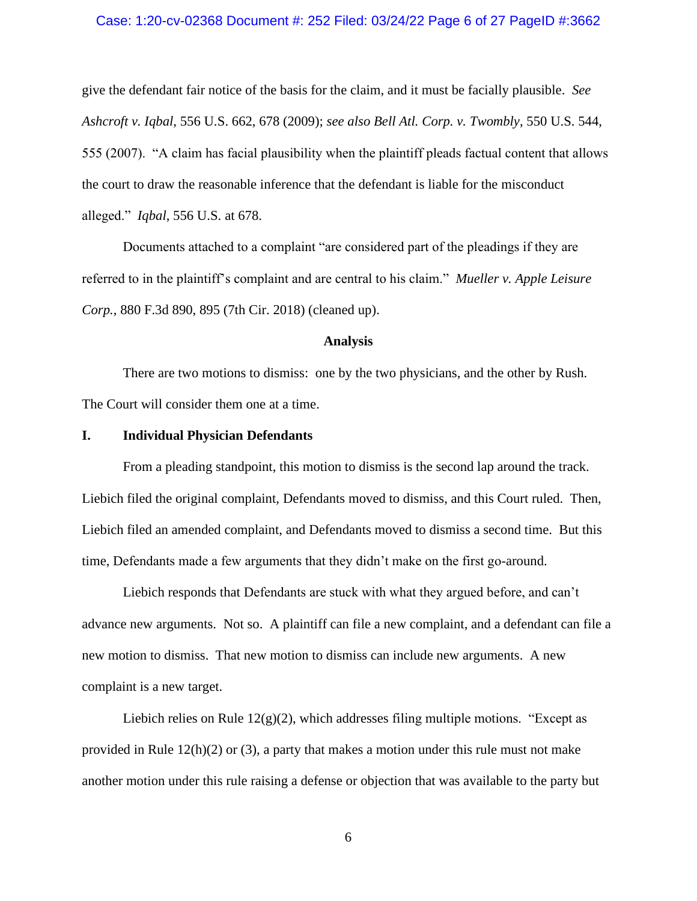give the defendant fair notice of the basis for the claim, and it must be facially plausible. *See Ashcroft v. Iqbal*, 556 U.S. 662, 678 (2009); *see also Bell Atl. Corp. v. Twombly*, 550 U.S. 544, 555 (2007). "A claim has facial plausibility when the plaintiff pleads factual content that allows the court to draw the reasonable inference that the defendant is liable for the misconduct alleged." *Iqbal*, 556 U.S. at 678.

Documents attached to a complaint "are considered part of the pleadings if they are referred to in the plaintiff's complaint and are central to his claim." *Mueller v. Apple Leisure Corp.*, 880 F.3d 890, 895 (7th Cir. 2018) (cleaned up).

**Analysis**

There are two motions to dismiss: one by the two physicians, and the other by Rush. The Court will consider them one at a time.

## I. Individual Physician Defendants

From a pleading standpoint, this motion to dismiss is the second lap around the track. Liebich filed the original complaint, Defendants moved to dismiss, and this Court ruled. Then, Liebich filed an amended complaint, and Defendants moved to dismiss a second time. But this time, Defendants made a few arguments that they didn't make on the first go-around.

Liebich responds that Defendants are stuck with what they argued before, and can't advance new arguments. Not so. A plaintiff can file a new complaint, and a defendant can file a new motion to dismiss. That new motion to dismiss can include new arguments. A new complaint is a new target.

Liebich relies on Rule 12(g)(2), which addresses filing multiple motions. "Except as provided in Rule 12(h)(2) or (3), a party that makes a motion under this rule must not make another motion under this rule raising a defense or objection that was available to the party but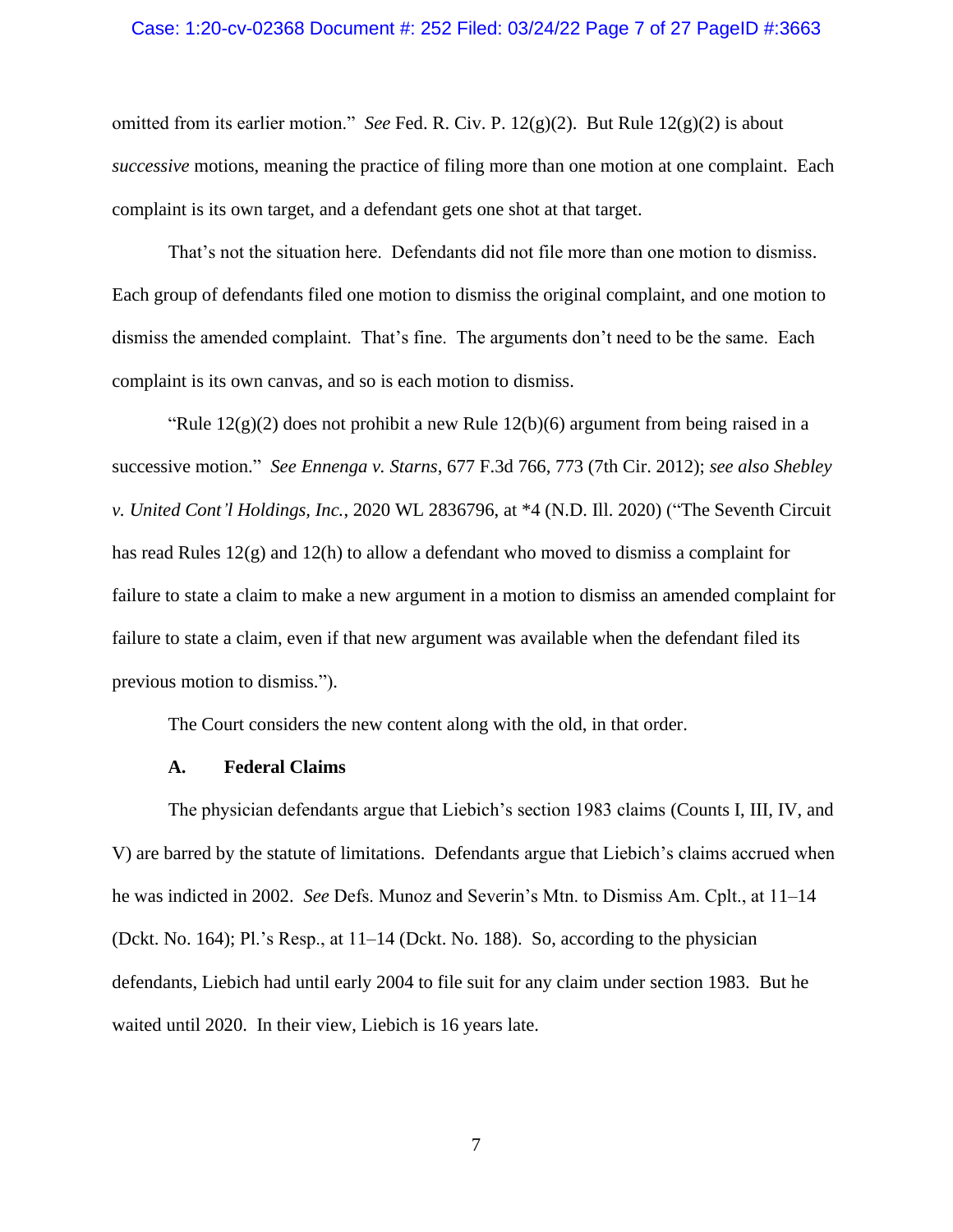omitted from its earlier motion." *See* Fed. R. Civ. P. 12(g)(2). But Rule 12(g)(2) is about *successive* motions, meaning the practice of filing more than one motion at one complaint. Each complaint is its own target, and a defendant gets one shot at that target.

That's not the situation here. Defendants did not file more than one motion to dismiss. Each group of defendants filed one motion to dismiss the original complaint, and one motion to dismiss the amended complaint. That's fine. The arguments don't need to be the same. Each complaint is its own canvas, and so is each motion to dismiss.

"Rule 12(g)(2) does not prohibit a new Rule 12(b)(6) argument from being raised in a successive motion." *See Ennenga v. Starns*, 677 F.3d 766, 773 (7th Cir. 2012); *see also Shebley v. United Cont'l Holdings, Inc.*, 2020 WL 2836796, at *4 (N.D. Ill. 2020) ("The Seventh Circuit has read Rules 12(g) and 12(h) to allow a defendant who moved to dismiss a complaint for failure to state a claim to make a new argument in a motion to dismiss an amended complaint for failure to state a claim, even if that new argument was available when the defendant filed its previous motion to dismiss.").

The Court considers the new content along with the old, in that order.

### A. Federal Claims

The physician defendants argue that Liebich's section 1983 claims (Counts I, III, IV, and V) are barred by the statute of limitations. Defendants argue that Liebich's claims accrued when he was indicted in 2002. *See* Defs. Munoz and Severin's Mtn. to Dismiss Am. Cplt., at 11–14 (Dckt. No. 164); Pl.'s Resp., at 11–14 (Dckt. No. 188). So, according to the physician defendants, Liebich had until early 2004 to file suit for any claim under section 1983. But he waited until 2020. In their view, Liebich is 16 years late.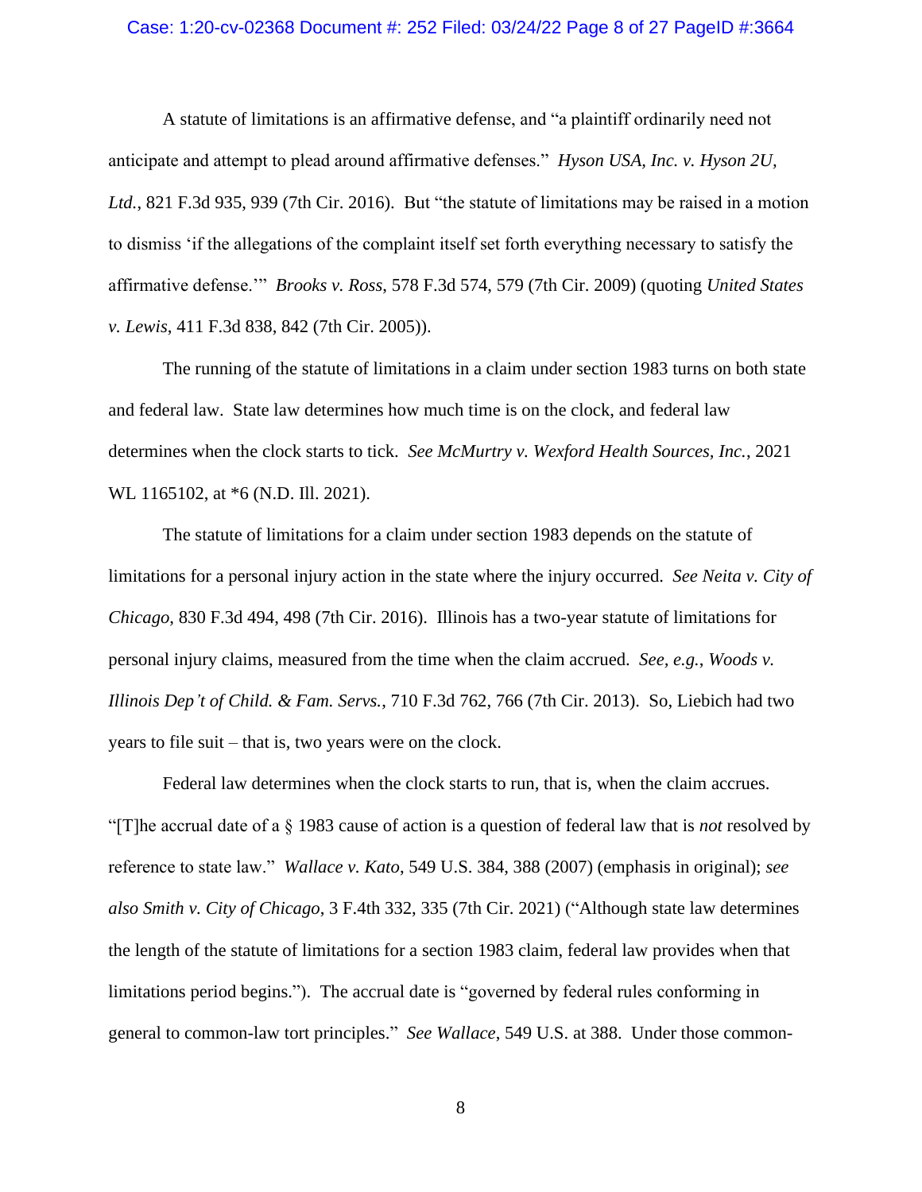A statute of limitations is an affirmative defense, and "a plaintiff ordinarily need not anticipate and attempt to plead around affirmative defenses." *Hyson USA, Inc. v. Hyson 2U, Ltd.*, 821 F.3d 935, 939 (7th Cir. 2016). But "the statute of limitations may be raised in a motion to dismiss 'if the allegations of the complaint itself set forth everything necessary to satisfy the affirmative defense.'" *Brooks v. Ross*, 578 F.3d 574, 579 (7th Cir. 2009) (quoting *United States v. Lewis*, 411 F.3d 838, 842 (7th Cir. 2005)).

The running of the statute of limitations in a claim under section 1983 turns on both state and federal law. State law determines how much time is on the clock, and federal law determines when the clock starts to tick. *See McMurtry v. Wexford Health Sources, Inc.*, 2021 WL 1165102, at *6 (N.D. Ill. 2021).

The statute of limitations for a claim under section 1983 depends on the statute of limitations for a personal injury action in the state where the injury occurred. *See Neita v. City of Chicago*, 830 F.3d 494, 498 (7th Cir. 2016). Illinois has a two-year statute of limitations for personal injury claims, measured from the time when the claim accrued. *See, e.g.*, *Woods v. Illinois Dep't of Child. & Fam. Servs.*, 710 F.3d 762, 766 (7th Cir. 2013). So, Liebich had two years to file suit – that is, two years were on the clock.

Federal law determines when the clock starts to run, that is, when the claim accrues. "[T]he accrual date of a § 1983 cause of action is a question of federal law that is *not* resolved by reference to state law." *Wallace v. Kato*, 549 U.S. 384, 388 (2007) (emphasis in original); *see also Smith v. City of Chicago*, 3 F.4th 332, 335 (7th Cir. 2021) ("Although state law determines the length of the statute of limitations for a section 1983 claim, federal law provides when that limitations period begins."). The accrual date is "governed by federal rules conforming in general to common-law tort principles." *See Wallace*, 549 U.S. at 388. Under those common-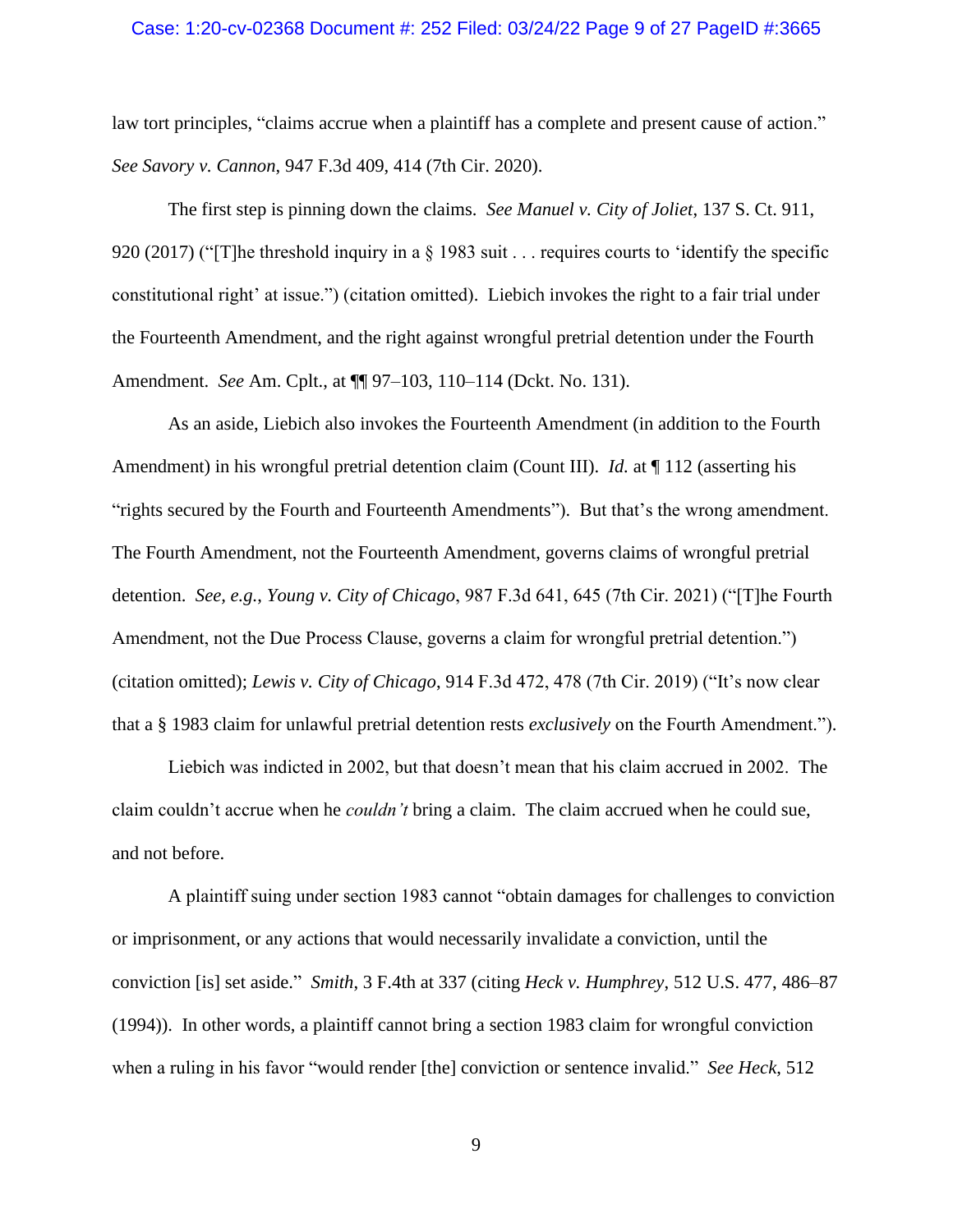law tort principles, "claims accrue when a plaintiff has a complete and present cause of action." *See Savory v. Cannon*, 947 F.3d 409, 414 (7th Cir. 2020).

The first step is pinning down the claims. *See Manuel v. City of Joliet*, 137 S. Ct. 911, 920 (2017) ("[T]he threshold inquiry in a § 1983 suit . . . requires courts to 'identify the specific constitutional right' at issue.") (citation omitted). Liebich invokes the right to a fair trial under the Fourteenth Amendment, and the right against wrongful pretrial detention under the Fourth Amendment. *See* Am. Cplt., at ¶¶ 97–103, 110–114 (Dckt. No. 131).

As an aside, Liebich also invokes the Fourteenth Amendment (in addition to the Fourth Amendment) in his wrongful pretrial detention claim (Count III). *Id.* at ¶ 112 (asserting his "rights secured by the Fourth and Fourteenth Amendments"). But that's the wrong amendment. The Fourth Amendment, not the Fourteenth Amendment, governs claims of wrongful pretrial detention. *See, e.g.*, *Young v. City of Chicago*, 987 F.3d 641, 645 (7th Cir. 2021) ("[T]he Fourth Amendment, not the Due Process Clause, governs a claim for wrongful pretrial detention.") (citation omitted); *Lewis v. City of Chicago*, 914 F.3d 472, 478 (7th Cir. 2019) ("It's now clear that a § 1983 claim for unlawful pretrial detention rests *exclusively* on the Fourth Amendment.").

Liebich was indicted in 2002, but that doesn't mean that his claim accrued in 2002. The claim couldn't accrue when he *couldn't* bring a claim. The claim accrued when he could sue, and not before.

A plaintiff suing under section 1983 cannot "obtain damages for challenges to conviction or imprisonment, or any actions that would necessarily invalidate a conviction, until the conviction [is] set aside." *Smith*, 3 F.4th at 337 (citing *Heck v. Humphrey*, 512 U.S. 477, 486–87 (1994)). In other words, a plaintiff cannot bring a section 1983 claim for wrongful conviction when a ruling in his favor "would render [the] conviction or sentence invalid." *See Heck*, 512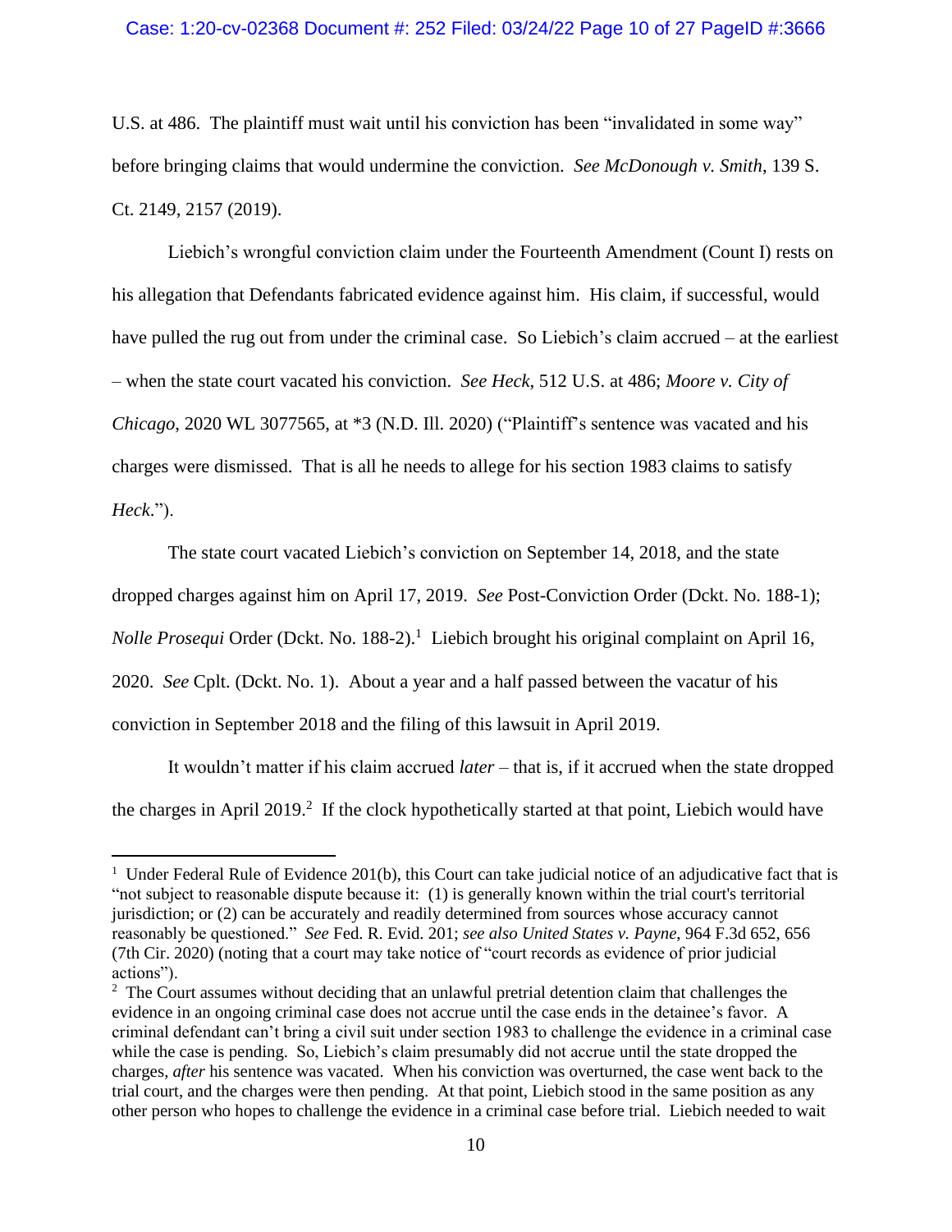U.S. at 486. The plaintiff must wait until his conviction has been "invalidated in some way" before bringing claims that would undermine the conviction. *See McDonough v. Smith*, 139 S. Ct. 2149, 2157 (2019).

Liebich's wrongful conviction claim under the Fourteenth Amendment (Count I) rests on his allegation that Defendants fabricated evidence against him. His claim, if successful, would have pulled the rug out from under the criminal case. So Liebich's claim accrued – at the earliest – when the state court vacated his conviction. *See Heck*, 512 U.S. at 486; *Moore v. City of Chicago*, 2020 WL 3077565, at *3 (N.D. Ill. 2020) ("Plaintiff's sentence was vacated and his charges were dismissed. That is all he needs to allege for his section 1983 claims to satisfy *Heck*.").

The state court vacated Liebich's conviction on September 14, 2018, and the state dropped charges against him on April 17, 2019. *See* Post-Conviction Order (Dckt. No. 188-1); *Nolle Prosequi* Order (Dckt. No. 188-2).[1] Liebich brought his original complaint on April 16, 2020. *See* Cplt. (Dckt. No. 1). About a year and a half passed between the vacatur of his conviction in September 2018 and the filing of this lawsuit in April 2019.

It wouldn't matter if his claim accrued *later* – that is, if it accrued when the state dropped the charges in April 2019.[2] If the clock hypothetically started at that point, Liebich would have

---

[1] Under Federal Rule of Evidence 201(b), this Court can take judicial notice of an adjudicative fact that is "not subject to reasonable dispute because it: (1) is generally known within the trial court's territorial jurisdiction; or (2) can be accurately and readily determined from sources whose accuracy cannot reasonably be questioned." *See* Fed. R. Evid. 201; *see also United States v. Payne*, 964 F.3d 652, 656 (7th Cir. 2020) (noting that a court may take notice of "court records as evidence of prior judicial actions").

[2] The Court assumes without deciding that an unlawful pretrial detention claim that challenges the evidence in an ongoing criminal case does not accrue until the case ends in the detainee's favor. A criminal defendant can't bring a civil suit under section 1983 to challenge the evidence in a criminal case while the case is pending. So, Liebich's claim presumably did not accrue until the state dropped the charges, *after* his sentence was vacated. When his conviction was overturned, the case went back to the trial court, and the charges were then pending. At that point, Liebich stood in the same position as any other person who hopes to challenge the evidence in a criminal case before trial. Liebich needed to wait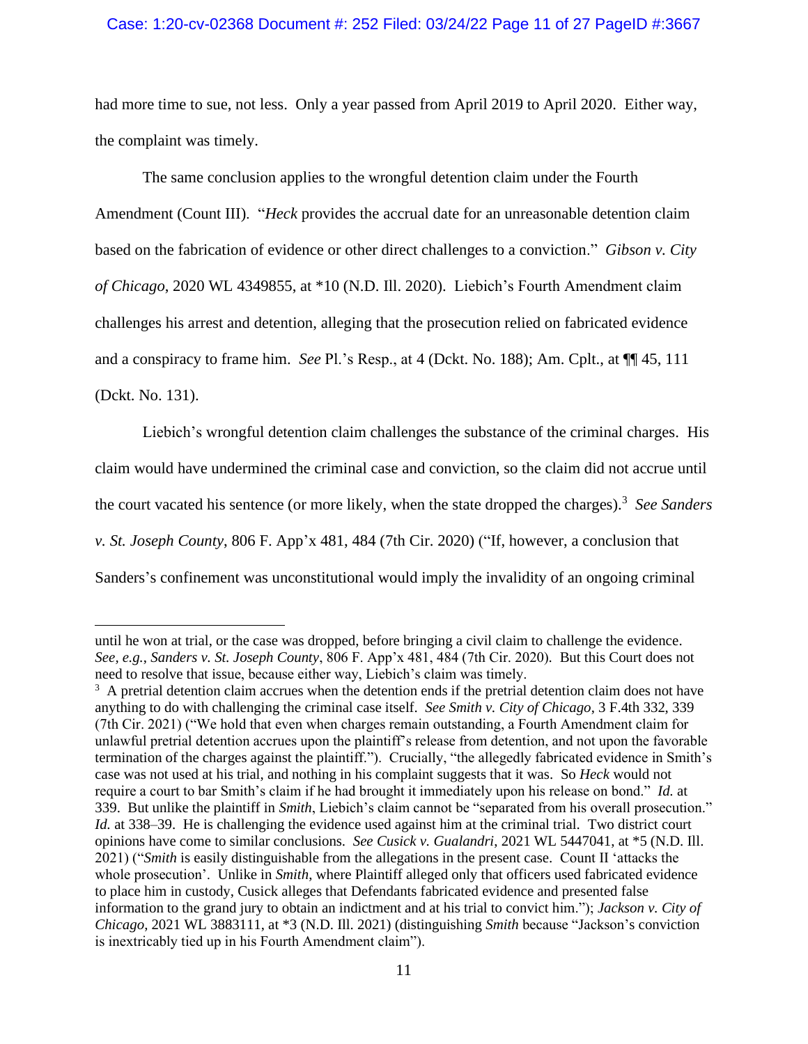had more time to sue, not less. Only a year passed from April 2019 to April 2020. Either way, the complaint was timely.

The same conclusion applies to the wrongful detention claim under the Fourth Amendment (Count III). "*Heck* provides the accrual date for an unreasonable detention claim based on the fabrication of evidence or other direct challenges to a conviction." *Gibson v. City of Chicago*, 2020 WL 4349855, at *10 (N.D. Ill. 2020). Liebich's Fourth Amendment claim challenges his arrest and detention, alleging that the prosecution relied on fabricated evidence and a conspiracy to frame him. *See* Pl.'s Resp., at 4 (Dckt. No. 188); Am. Cplt., at ¶¶ 45, 111 (Dckt. No. 131).

Liebich's wrongful detention claim challenges the substance of the criminal charges. His claim would have undermined the criminal case and conviction, so the claim did not accrue until the court vacated his sentence (or more likely, when the state dropped the charges).[3] *See Sanders v. St. Joseph County*, 806 F. App'x 481, 484 (7th Cir. 2020) ("If, however, a conclusion that Sanders's confinement was unconstitutional would imply the invalidity of an ongoing criminal

---

until he won at trial, or the case was dropped, before bringing a civil claim to challenge the evidence. *See, e.g.*, *Sanders v. St. Joseph County*, 806 F. App'x 481, 484 (7th Cir. 2020). But this Court does not need to resolve that issue, because either way, Liebich's claim was timely.

[3] A pretrial detention claim accrues when the detention ends if the pretrial detention claim does not have anything to do with challenging the criminal case itself. *See Smith v. City of Chicago*, 3 F.4th 332, 339 (7th Cir. 2021) ("We hold that even when charges remain outstanding, a Fourth Amendment claim for unlawful pretrial detention accrues upon the plaintiff's release from detention, and not upon the favorable termination of the charges against the plaintiff."). Crucially, "the allegedly fabricated evidence in Smith's case was not used at his trial, and nothing in his complaint suggests that it was. So *Heck* would not require a court to bar Smith's claim if he had brought it immediately upon his release on bond." *Id.* at 339. But unlike the plaintiff in *Smith*, Liebich's claim cannot be "separated from his overall prosecution." *Id.* at 338–39. He is challenging the evidence used against him at the criminal trial. Two district court opinions have come to similar conclusions. *See Cusick v. Gualandri*, 2021 WL 5447041, at *5 (N.D. Ill. 2021) ("*Smith* is easily distinguishable from the allegations in the present case. Count II 'attacks the whole prosecution'. Unlike in *Smith*, where Plaintiff alleged only that officers used fabricated evidence to place him in custody, Cusick alleges that Defendants fabricated evidence and presented false information to the grand jury to obtain an indictment and at his trial to convict him."); *Jackson v. City of Chicago*, 2021 WL 3883111, at *3 (N.D. Ill. 2021) (distinguishing *Smith* because "Jackson's conviction is inextricably tied up in his Fourth Amendment claim").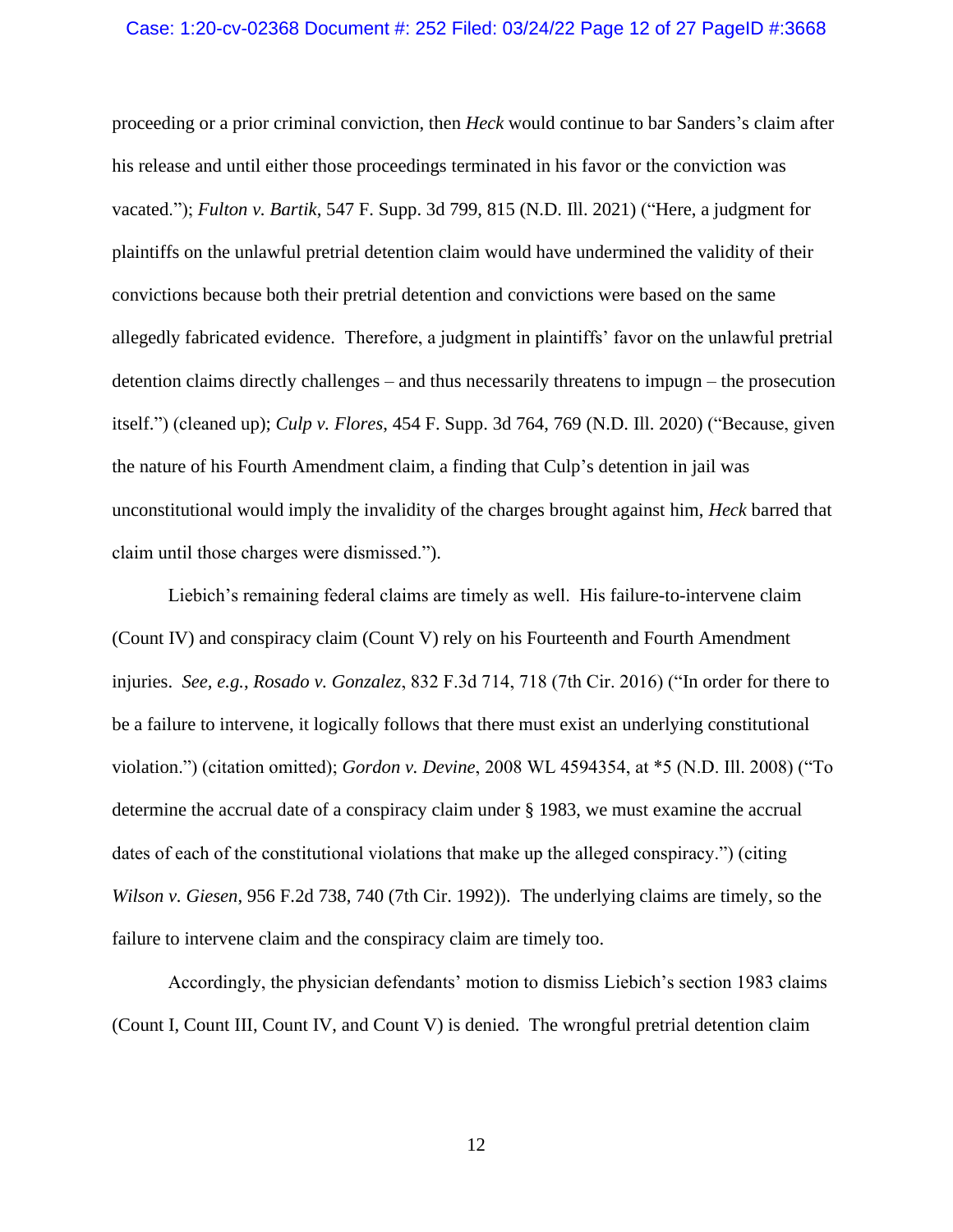proceeding or a prior criminal conviction, then *Heck* would continue to bar Sanders's claim after his release and until either those proceedings terminated in his favor or the conviction was vacated."); *Fulton v. Bartik*, 547 F. Supp. 3d 799, 815 (N.D. Ill. 2021) ("Here, a judgment for plaintiffs on the unlawful pretrial detention claim would have undermined the validity of their convictions because both their pretrial detention and convictions were based on the same allegedly fabricated evidence. Therefore, a judgment in plaintiffs' favor on the unlawful pretrial detention claims directly challenges – and thus necessarily threatens to impugn – the prosecution itself.") (cleaned up); *Culp v. Flores*, 454 F. Supp. 3d 764, 769 (N.D. Ill. 2020) ("Because, given the nature of his Fourth Amendment claim, a finding that Culp's detention in jail was unconstitutional would imply the invalidity of the charges brought against him, *Heck* barred that claim until those charges were dismissed.").

Liebich's remaining federal claims are timely as well. His failure-to-intervene claim (Count IV) and conspiracy claim (Count V) rely on his Fourteenth and Fourth Amendment injuries. *See, e.g.*, *Rosado v. Gonzalez*, 832 F.3d 714, 718 (7th Cir. 2016) ("In order for there to be a failure to intervene, it logically follows that there must exist an underlying constitutional violation.") (citation omitted); *Gordon v. Devine*, 2008 WL 4594354, at *5 (N.D. Ill. 2008) ("To determine the accrual date of a conspiracy claim under § 1983, we must examine the accrual dates of each of the constitutional violations that make up the alleged conspiracy.") (citing *Wilson v. Giesen*, 956 F.2d 738, 740 (7th Cir. 1992)). The underlying claims are timely, so the failure to intervene claim and the conspiracy claim are timely too.

Accordingly, the physician defendants' motion to dismiss Liebich's section 1983 claims (Count I, Count III, Count IV, and Count V) is denied. The wrongful pretrial detention claim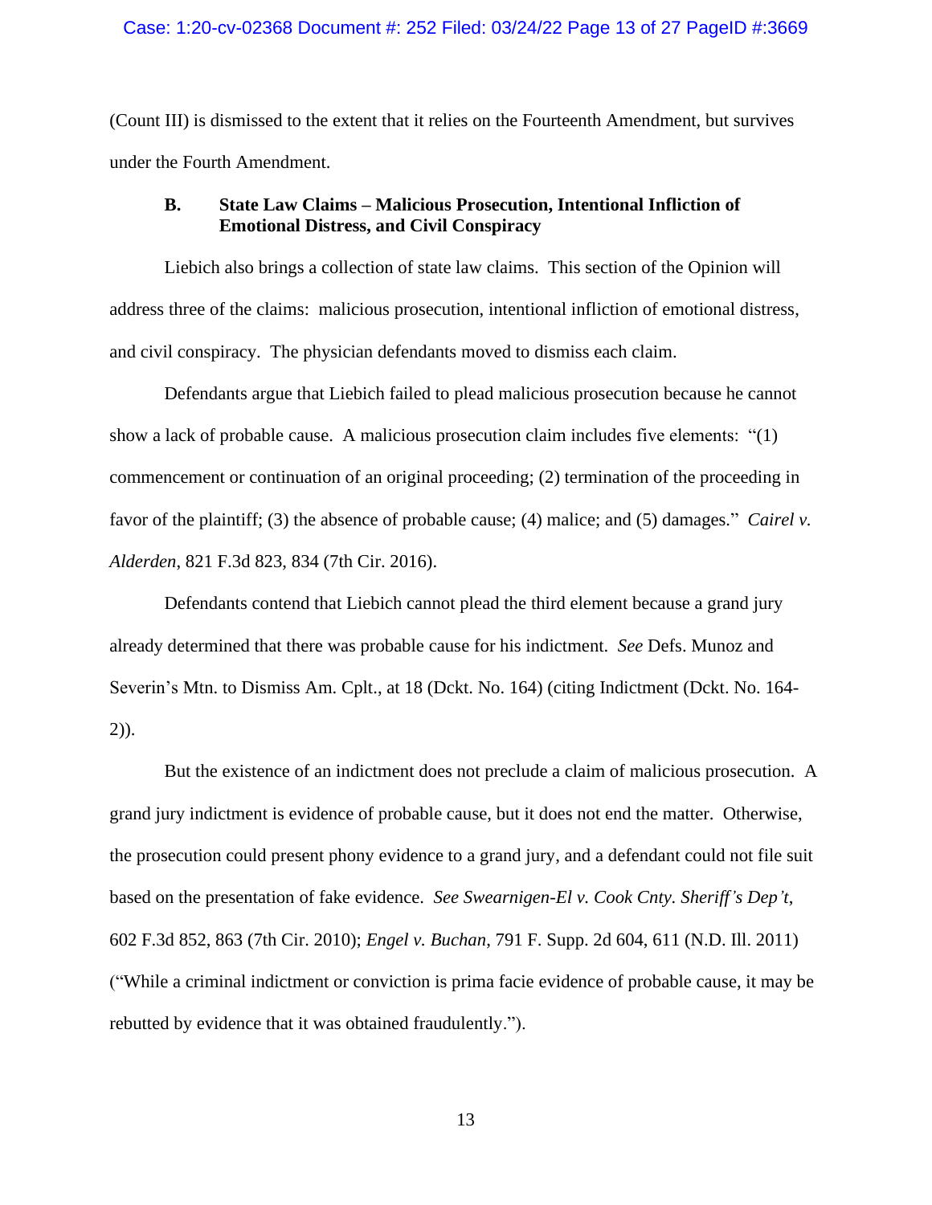(Count III) is dismissed to the extent that it relies on the Fourteenth Amendment, but survives under the Fourth Amendment.

### B. State Law Claims – Malicious Prosecution, Intentional Infliction of Emotional Distress, and Civil Conspiracy

Liebich also brings a collection of state law claims. This section of the Opinion will address three of the claims: malicious prosecution, intentional infliction of emotional distress, and civil conspiracy. The physician defendants moved to dismiss each claim.

Defendants argue that Liebich failed to plead malicious prosecution because he cannot show a lack of probable cause. A malicious prosecution claim includes five elements: "(1) commencement or continuation of an original proceeding; (2) termination of the proceeding in favor of the plaintiff; (3) the absence of probable cause; (4) malice; and (5) damages." *Cairel v. Alderden*, 821 F.3d 823, 834 (7th Cir. 2016).

Defendants contend that Liebich cannot plead the third element because a grand jury already determined that there was probable cause for his indictment. *See* Defs. Munoz and Severin's Mtn. to Dismiss Am. Cplt., at 18 (Dckt. No. 164) (citing Indictment (Dckt. No. 164-2)).

But the existence of an indictment does not preclude a claim of malicious prosecution. A grand jury indictment is evidence of probable cause, but it does not end the matter. Otherwise, the prosecution could present phony evidence to a grand jury, and a defendant could not file suit based on the presentation of fake evidence. *See Swearnigen-El v. Cook Cnty. Sheriff's Dep't*, 602 F.3d 852, 863 (7th Cir. 2010); *Engel v. Buchan*, 791 F. Supp. 2d 604, 611 (N.D. Ill. 2011) ("While a criminal indictment or conviction is prima facie evidence of probable cause, it may be rebutted by evidence that it was obtained fraudulently.").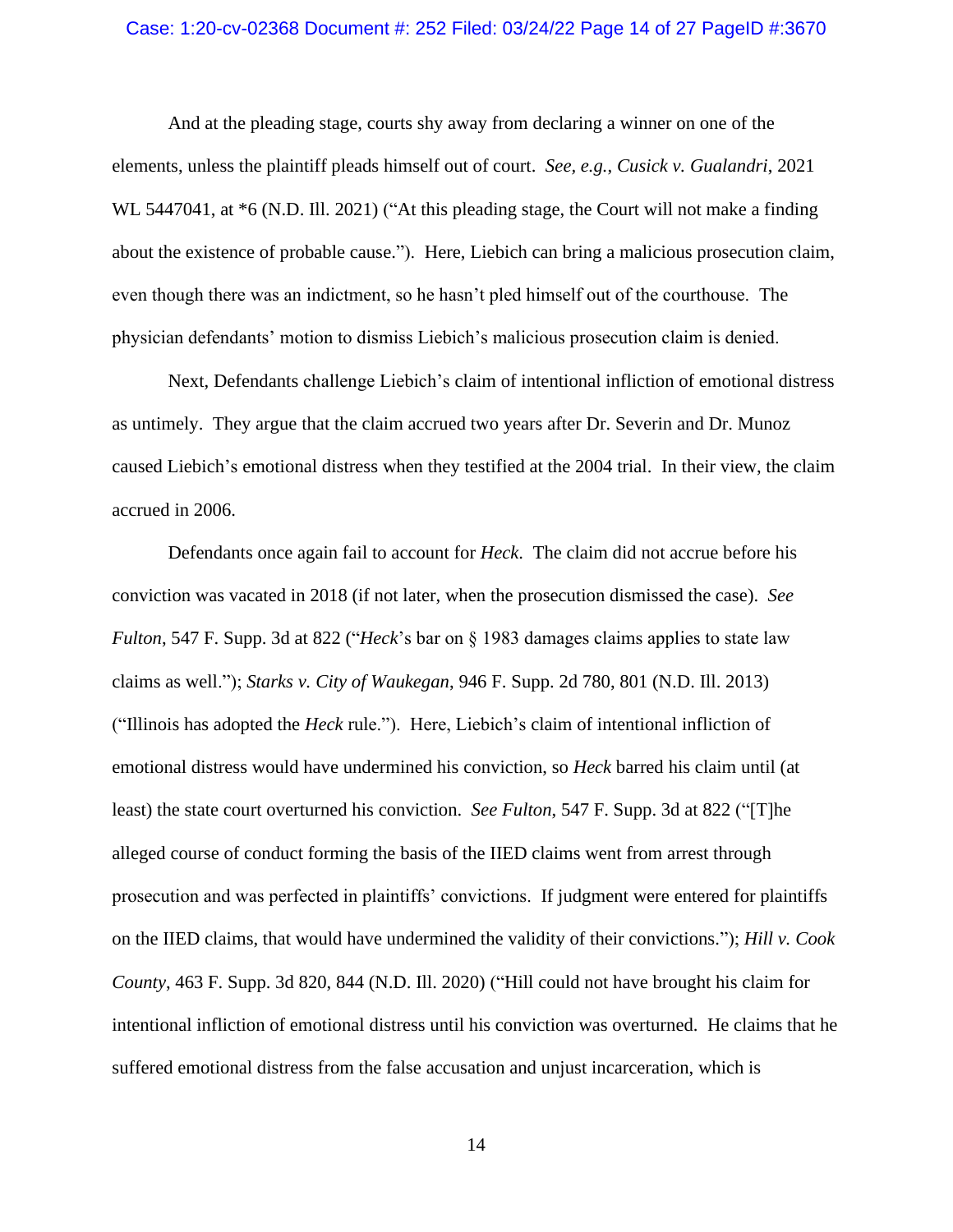And at the pleading stage, courts shy away from declaring a winner on one of the elements, unless the plaintiff pleads himself out of court. *See, e.g.*, *Cusick v. Gualandri*, 2021 WL 5447041, at *6 (N.D. Ill. 2021) ("At this pleading stage, the Court will not make a finding about the existence of probable cause."). Here, Liebich can bring a malicious prosecution claim, even though there was an indictment, so he hasn't pled himself out of the courthouse. The physician defendants' motion to dismiss Liebich's malicious prosecution claim is denied.

Next, Defendants challenge Liebich's claim of intentional infliction of emotional distress as untimely. They argue that the claim accrued two years after Dr. Severin and Dr. Munoz caused Liebich's emotional distress when they testified at the 2004 trial. In their view, the claim accrued in 2006.

Defendants once again fail to account for *Heck*. The claim did not accrue before his conviction was vacated in 2018 (if not later, when the prosecution dismissed the case). *See Fulton*, 547 F. Supp. 3d at 822 ("*Heck*'s bar on § 1983 damages claims applies to state law claims as well."); *Starks v. City of Waukegan*, 946 F. Supp. 2d 780, 801 (N.D. Ill. 2013) ("Illinois has adopted the *Heck* rule."). Here, Liebich's claim of intentional infliction of emotional distress would have undermined his conviction, so *Heck* barred his claim until (at least) the state court overturned his conviction. *See Fulton*, 547 F. Supp. 3d at 822 ("[T]he alleged course of conduct forming the basis of the IIED claims went from arrest through prosecution and was perfected in plaintiffs' convictions. If judgment were entered for plaintiffs on the IIED claims, that would have undermined the validity of their convictions."); *Hill v. Cook County*, 463 F. Supp. 3d 820, 844 (N.D. Ill. 2020) ("Hill could not have brought his claim for intentional infliction of emotional distress until his conviction was overturned. He claims that he suffered emotional distress from the false accusation and unjust incarceration, which is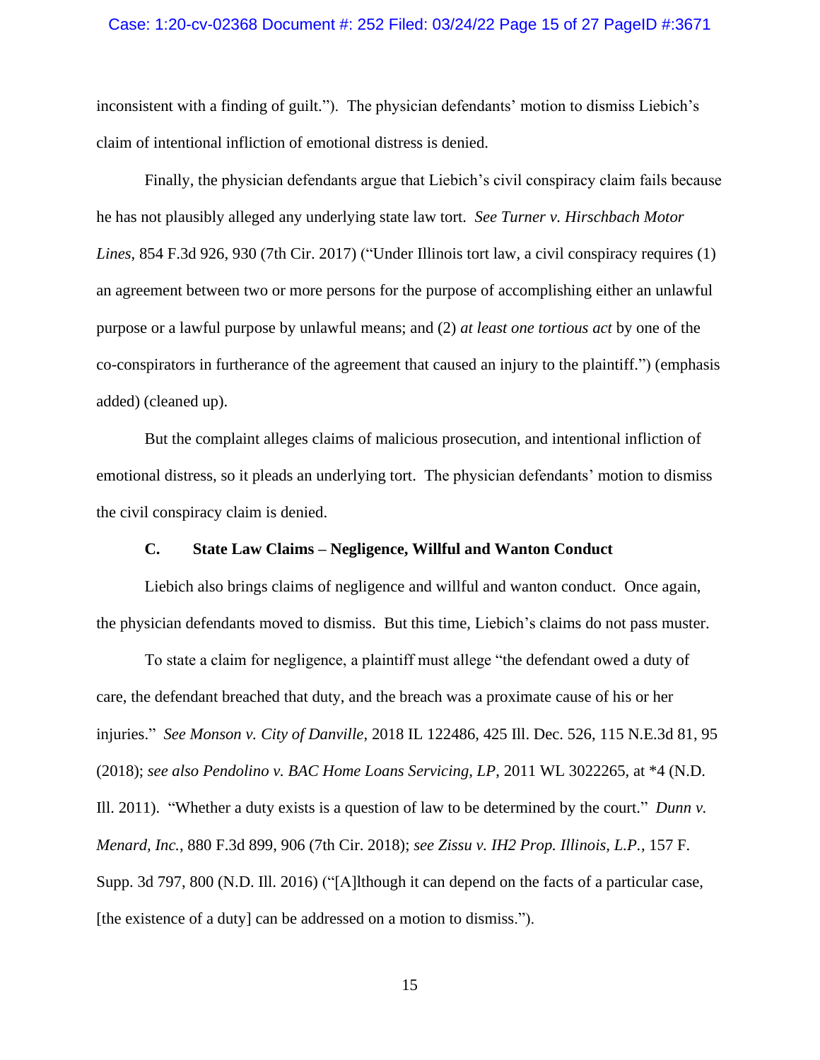inconsistent with a finding of guilt."). The physician defendants' motion to dismiss Liebich's claim of intentional infliction of emotional distress is denied.

Finally, the physician defendants argue that Liebich's civil conspiracy claim fails because he has not plausibly alleged any underlying state law tort. *See Turner v. Hirschbach Motor Lines*, 854 F.3d 926, 930 (7th Cir. 2017) ("Under Illinois tort law, a civil conspiracy requires (1) an agreement between two or more persons for the purpose of accomplishing either an unlawful purpose or a lawful purpose by unlawful means; and (2) *at least one tortious act* by one of the co-conspirators in furtherance of the agreement that caused an injury to the plaintiff.") (emphasis added) (cleaned up).

But the complaint alleges claims of malicious prosecution, and intentional infliction of emotional distress, so it pleads an underlying tort. The physician defendants' motion to dismiss the civil conspiracy claim is denied.

### C. State Law Claims – Negligence, Willful and Wanton Conduct

Liebich also brings claims of negligence and willful and wanton conduct. Once again, the physician defendants moved to dismiss. But this time, Liebich's claims do not pass muster.

To state a claim for negligence, a plaintiff must allege "the defendant owed a duty of care, the defendant breached that duty, and the breach was a proximate cause of his or her injuries." *See Monson v. City of Danville*, 2018 IL 122486, 425 Ill. Dec. 526, 115 N.E.3d 81, 95 (2018); *see also Pendolino v. BAC Home Loans Servicing, LP*, 2011 WL 3022265, at *4 (N.D. Ill. 2011). "Whether a duty exists is a question of law to be determined by the court." *Dunn v. Menard, Inc.*, 880 F.3d 899, 906 (7th Cir. 2018); *see Zissu v. IH2 Prop. Illinois, L.P.*, 157 F. Supp. 3d 797, 800 (N.D. Ill. 2016) ("[A]lthough it can depend on the facts of a particular case, [the existence of a duty] can be addressed on a motion to dismiss.").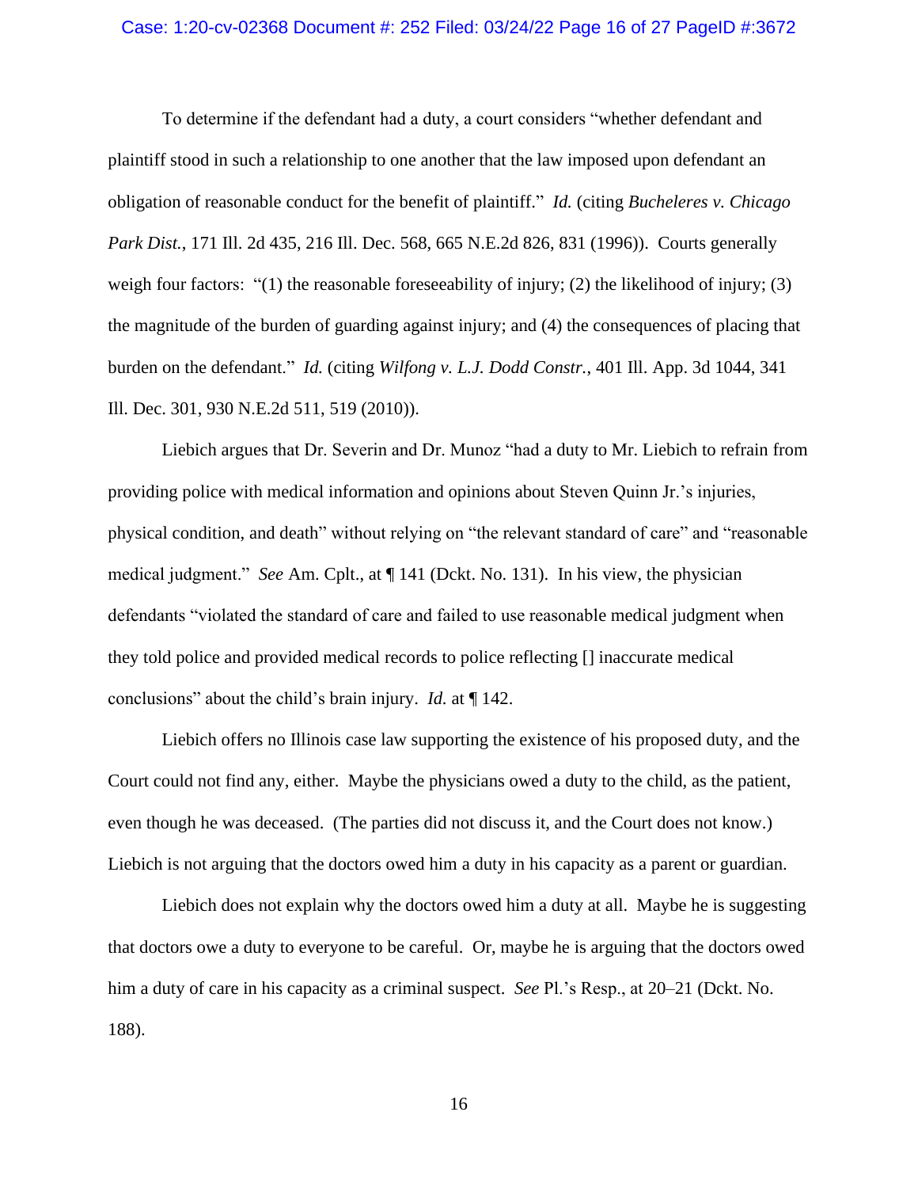To determine if the defendant had a duty, a court considers "whether defendant and plaintiff stood in such a relationship to one another that the law imposed upon defendant an obligation of reasonable conduct for the benefit of plaintiff." *Id.* (citing *Bucheleres v. Chicago Park Dist.*, 171 Ill. 2d 435, 216 Ill. Dec. 568, 665 N.E.2d 826, 831 (1996)). Courts generally weigh four factors: "(1) the reasonable foreseeability of injury; (2) the likelihood of injury; (3) the magnitude of the burden of guarding against injury; and (4) the consequences of placing that burden on the defendant." *Id.* (citing *Wilfong v. L.J. Dodd Constr.*, 401 Ill. App. 3d 1044, 341 Ill. Dec. 301, 930 N.E.2d 511, 519 (2010)).

Liebich argues that Dr. Severin and Dr. Munoz "had a duty to Mr. Liebich to refrain from providing police with medical information and opinions about Steven Quinn Jr.'s injuries, physical condition, and death" without relying on "the relevant standard of care" and "reasonable medical judgment." *See* Am. Cplt., at ¶ 141 (Dckt. No. 131). In his view, the physician defendants "violated the standard of care and failed to use reasonable medical judgment when they told police and provided medical records to police reflecting [] inaccurate medical conclusions" about the child's brain injury. *Id.* at ¶ 142.

Liebich offers no Illinois case law supporting the existence of his proposed duty, and the Court could not find any, either. Maybe the physicians owed a duty to the child, as the patient, even though he was deceased. (The parties did not discuss it, and the Court does not know.) Liebich is not arguing that the doctors owed him a duty in his capacity as a parent or guardian.

Liebich does not explain why the doctors owed him a duty at all. Maybe he is suggesting that doctors owe a duty to everyone to be careful. Or, maybe he is arguing that the doctors owed him a duty of care in his capacity as a criminal suspect. *See* Pl.'s Resp., at 20–21 (Dckt. No. 188).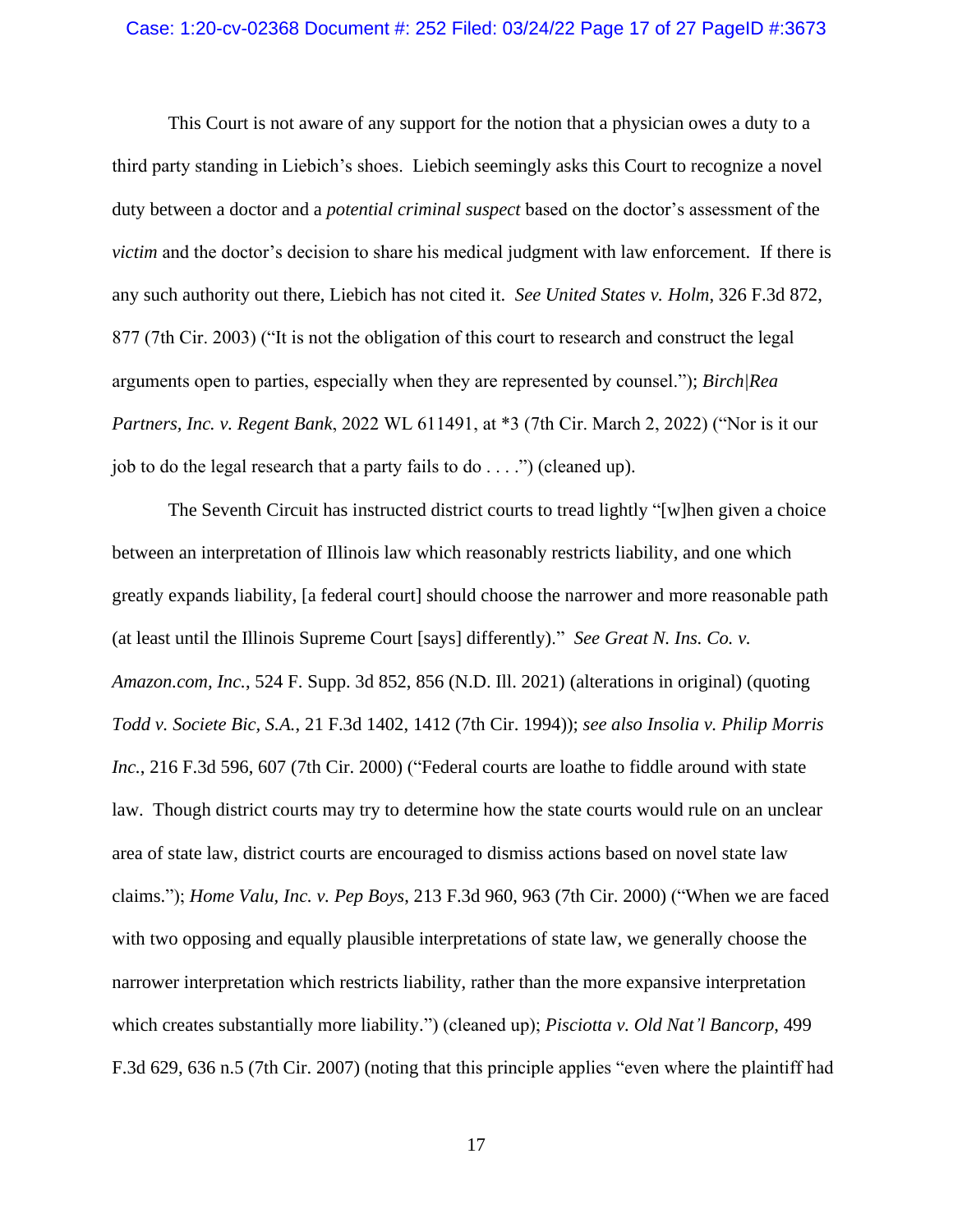This Court is not aware of any support for the notion that a physician owes a duty to a third party standing in Liebich's shoes. Liebich seemingly asks this Court to recognize a novel duty between a doctor and a *potential criminal suspect* based on the doctor's assessment of the *victim* and the doctor's decision to share his medical judgment with law enforcement. If there is any such authority out there, Liebich has not cited it. *See United States v. Holm*, 326 F.3d 872, 877 (7th Cir. 2003) ("It is not the obligation of this court to research and construct the legal arguments open to parties, especially when they are represented by counsel."); *Birch|Rea Partners, Inc. v. Regent Bank*, 2022 WL 611491, at *3 (7th Cir. March 2, 2022) ("Nor is it our job to do the legal research that a party fails to do . . . .") (cleaned up).

The Seventh Circuit has instructed district courts to tread lightly "[w]hen given a choice between an interpretation of Illinois law which reasonably restricts liability, and one which greatly expands liability, [a federal court] should choose the narrower and more reasonable path (at least until the Illinois Supreme Court [says] differently)." *See Great N. Ins. Co. v. Amazon.com, Inc.*, 524 F. Supp. 3d 852, 856 (N.D. Ill. 2021) (alterations in original) (quoting *Todd v. Societe Bic, S.A.*, 21 F.3d 1402, 1412 (7th Cir. 1994)); *see also Insolia v. Philip Morris Inc.*, 216 F.3d 596, 607 (7th Cir. 2000) ("Federal courts are loathe to fiddle around with state law. Though district courts may try to determine how the state courts would rule on an unclear area of state law, district courts are encouraged to dismiss actions based on novel state law claims."); *Home Valu, Inc. v. Pep Boys*, 213 F.3d 960, 963 (7th Cir. 2000) ("When we are faced with two opposing and equally plausible interpretations of state law, we generally choose the narrower interpretation which restricts liability, rather than the more expansive interpretation which creates substantially more liability.") (cleaned up); *Pisciotta v. Old Nat'l Bancorp*, 499 F.3d 629, 636 n.5 (7th Cir. 2007) (noting that this principle applies "even where the plaintiff had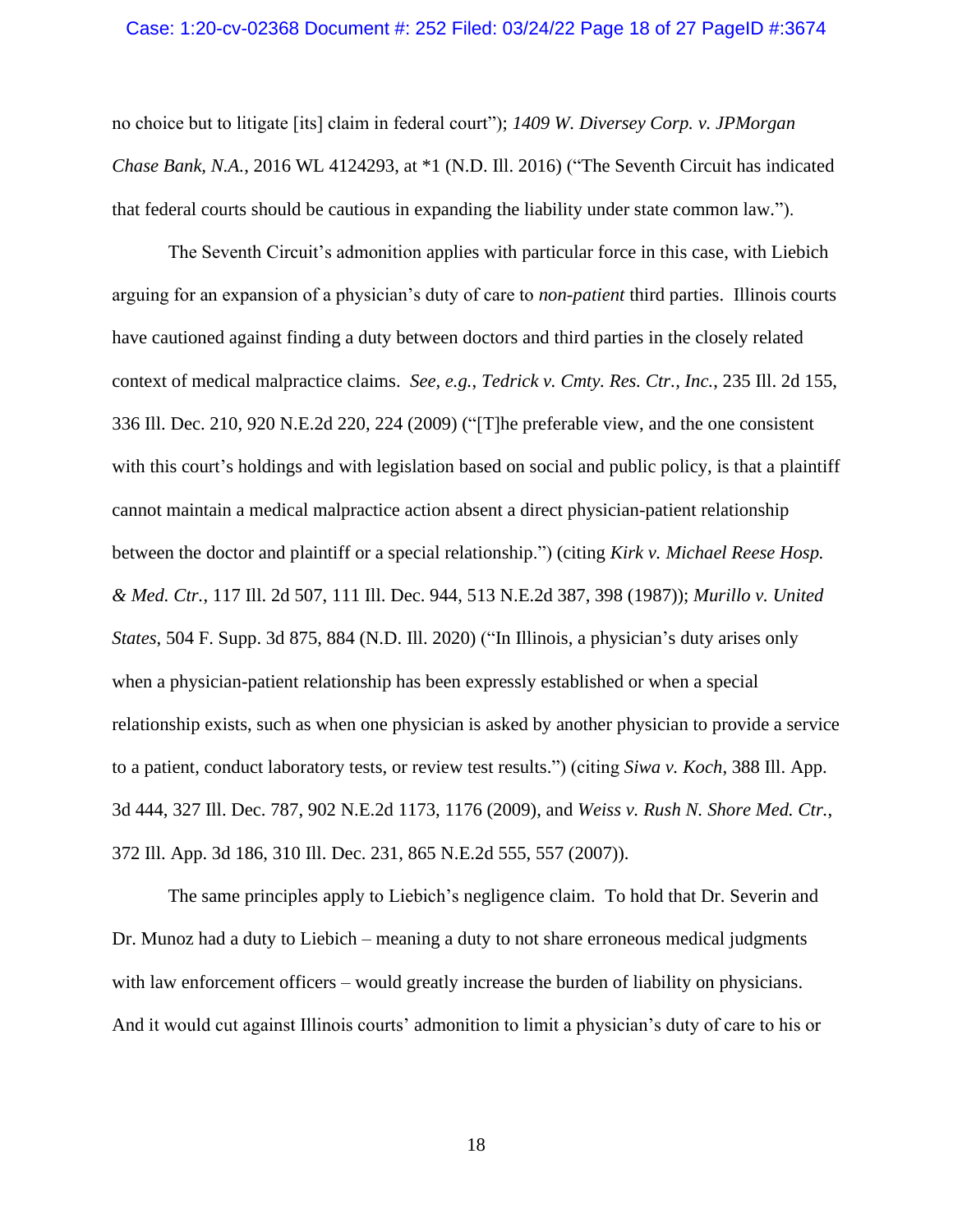no choice but to litigate [its] claim in federal court"); *1409 W. Diversey Corp. v. JPMorgan Chase Bank, N.A.*, 2016 WL 4124293, at *1 (N.D. Ill. 2016) ("The Seventh Circuit has indicated that federal courts should be cautious in expanding the liability under state common law.").

The Seventh Circuit's admonition applies with particular force in this case, with Liebich arguing for an expansion of a physician's duty of care to *non-patient* third parties. Illinois courts have cautioned against finding a duty between doctors and third parties in the closely related context of medical malpractice claims. *See, e.g.*, *Tedrick v. Cmty. Res. Ctr., Inc.*, 235 Ill. 2d 155, 336 Ill. Dec. 210, 920 N.E.2d 220, 224 (2009) ("[T]he preferable view, and the one consistent with this court's holdings and with legislation based on social and public policy, is that a plaintiff cannot maintain a medical malpractice action absent a direct physician-patient relationship between the doctor and plaintiff or a special relationship.") (citing *Kirk v. Michael Reese Hosp. & Med. Ctr.*, 117 Ill. 2d 507, 111 Ill. Dec. 944, 513 N.E.2d 387, 398 (1987)); *Murillo v. United States*, 504 F. Supp. 3d 875, 884 (N.D. Ill. 2020) ("In Illinois, a physician's duty arises only when a physician-patient relationship has been expressly established or when a special relationship exists, such as when one physician is asked by another physician to provide a service to a patient, conduct laboratory tests, or review test results.") (citing *Siwa v. Koch*, 388 Ill. App. 3d 444, 327 Ill. Dec. 787, 902 N.E.2d 1173, 1176 (2009), and *Weiss v. Rush N. Shore Med. Ctr.*, 372 Ill. App. 3d 186, 310 Ill. Dec. 231, 865 N.E.2d 555, 557 (2007)).

The same principles apply to Liebich's negligence claim. To hold that Dr. Severin and Dr. Munoz had a duty to Liebich – meaning a duty to not share erroneous medical judgments with law enforcement officers – would greatly increase the burden of liability on physicians. And it would cut against Illinois courts' admonition to limit a physician's duty of care to his or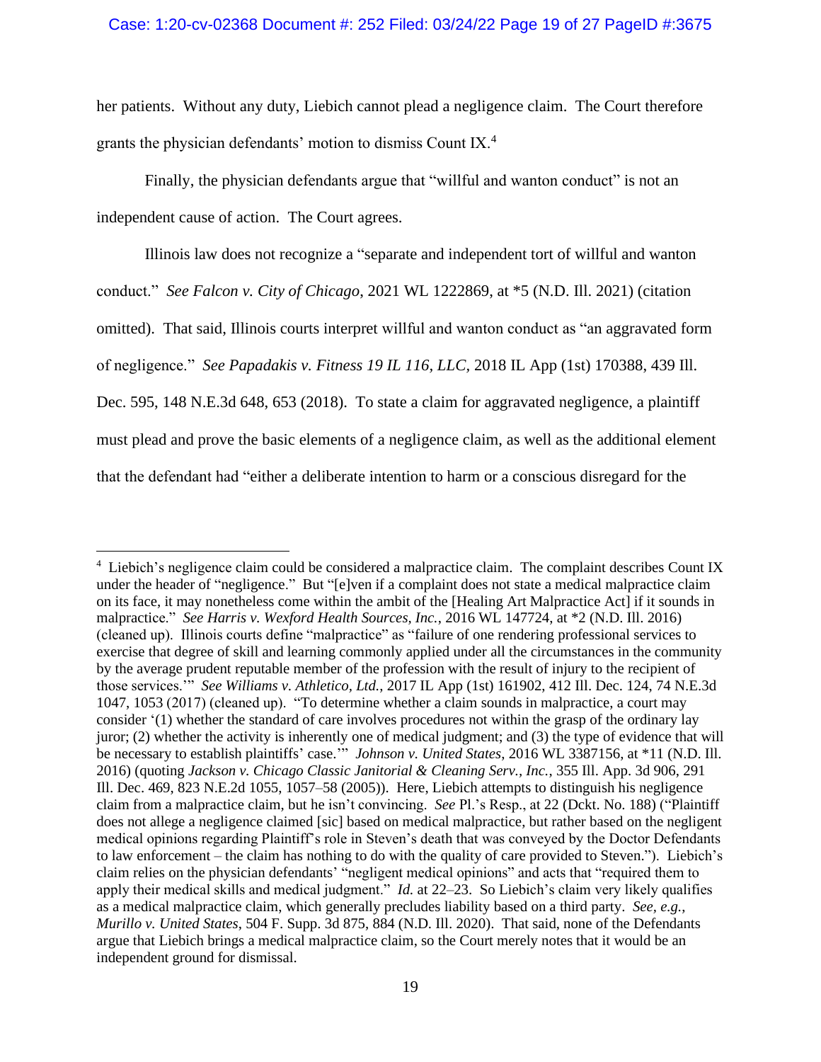her patients. Without any duty, Liebich cannot plead a negligence claim. The Court therefore grants the physician defendants' motion to dismiss Count IX.[4]

Finally, the physician defendants argue that "willful and wanton conduct" is not an independent cause of action. The Court agrees.

Illinois law does not recognize a "separate and independent tort of willful and wanton conduct." *See Falcon v. City of Chicago*, 2021 WL 1222869, at *5 (N.D. Ill. 2021) (citation omitted). That said, Illinois courts interpret willful and wanton conduct as "an aggravated form of negligence." *See Papadakis v. Fitness 19 IL 116, LLC*, 2018 IL App (1st) 170388, 439 Ill. Dec. 595, 148 N.E.3d 648, 653 (2018). To state a claim for aggravated negligence, a plaintiff must plead and prove the basic elements of a negligence claim, as well as the additional element that the defendant had "either a deliberate intention to harm or a conscious disregard for the

---

[4] Liebich's negligence claim could be considered a malpractice claim. The complaint describes Count IX under the header of "negligence." But "[e]ven if a complaint does not state a medical malpractice claim on its face, it may nonetheless come within the ambit of the [Healing Art Malpractice Act] if it sounds in malpractice." *See Harris v. Wexford Health Sources, Inc.*, 2016 WL 147724, at *2 (N.D. Ill. 2016) (cleaned up). Illinois courts define "malpractice" as "failure of one rendering professional services to exercise that degree of skill and learning commonly applied under all the circumstances in the community by the average prudent reputable member of the profession with the result of injury to the recipient of those services.'" *See Williams v. Athletico, Ltd.*, 2017 IL App (1st) 161902, 412 Ill. Dec. 124, 74 N.E.3d 1047, 1053 (2017) (cleaned up). "To determine whether a claim sounds in malpractice, a court may consider '(1) whether the standard of care involves procedures not within the grasp of the ordinary lay juror; (2) whether the activity is inherently one of medical judgment; and (3) the type of evidence that will be necessary to establish plaintiffs' case.'" *Johnson v. United States*, 2016 WL 3387156, at *11 (N.D. Ill. 2016) (quoting *Jackson v. Chicago Classic Janitorial & Cleaning Serv., Inc.*, 355 Ill. App. 3d 906, 291 Ill. Dec. 469, 823 N.E.2d 1055, 1057–58 (2005)). Here, Liebich attempts to distinguish his negligence claim from a malpractice claim, but he isn't convincing. *See* Pl.'s Resp., at 22 (Dckt. No. 188) ("Plaintiff does not allege a negligence claimed [sic] based on medical malpractice, but rather based on the negligent medical opinions regarding Plaintiff's role in Steven's death that was conveyed by the Doctor Defendants to law enforcement – the claim has nothing to do with the quality of care provided to Steven."). Liebich's claim relies on the physician defendants' "negligent medical opinions" and acts that "required them to apply their medical skills and medical judgment." *Id.* at 22–23. So Liebich's claim very likely qualifies as a medical malpractice claim, which generally precludes liability based on a third party. *See, e.g.*, *Murillo v. United States*, 504 F. Supp. 3d 875, 884 (N.D. Ill. 2020). That said, none of the Defendants argue that Liebich brings a medical malpractice claim, so the Court merely notes that it would be an independent ground for dismissal.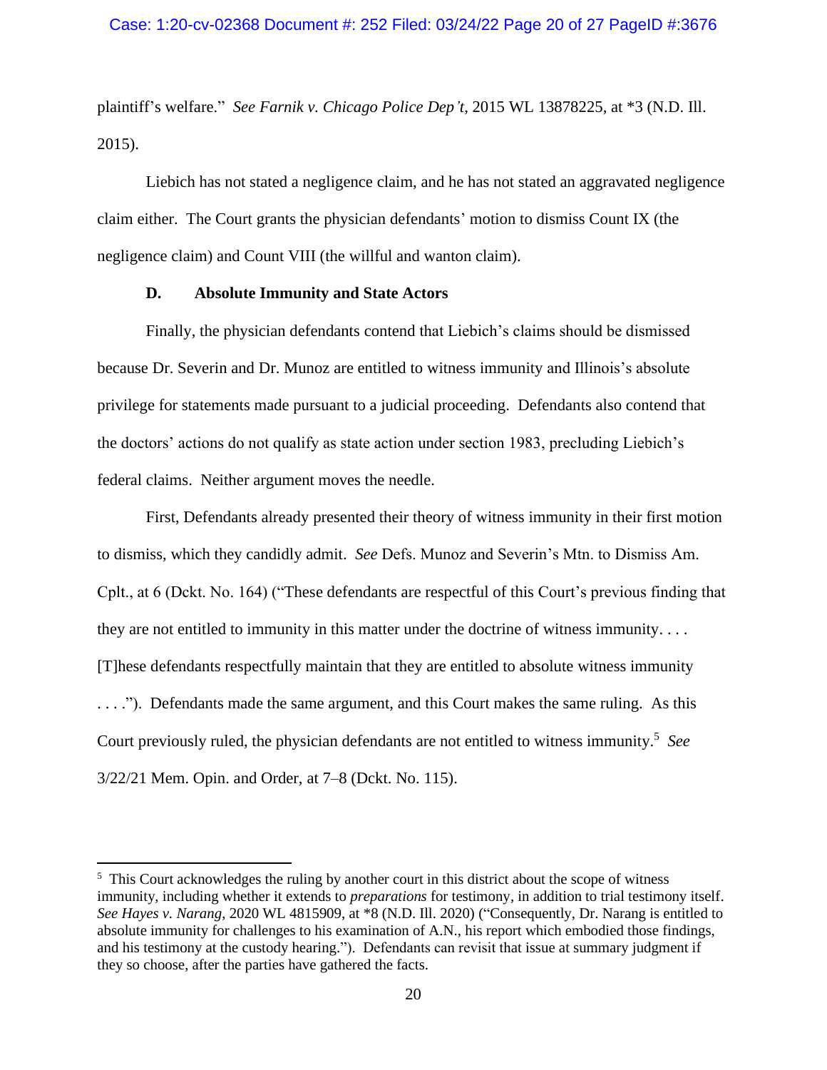plaintiff's welfare." *See Farnik v. Chicago Police Dep't*, 2015 WL 13878225, at *3 (N.D. Ill. 2015).

Liebich has not stated a negligence claim, and he has not stated an aggravated negligence claim either. The Court grants the physician defendants' motion to dismiss Count IX (the negligence claim) and Count VIII (the willful and wanton claim).

### D. Absolute Immunity and State Actors

Finally, the physician defendants contend that Liebich's claims should be dismissed because Dr. Severin and Dr. Munoz are entitled to witness immunity and Illinois's absolute privilege for statements made pursuant to a judicial proceeding. Defendants also contend that the doctors' actions do not qualify as state action under section 1983, precluding Liebich's federal claims. Neither argument moves the needle.

First, Defendants already presented their theory of witness immunity in their first motion to dismiss, which they candidly admit. *See* Defs. Munoz and Severin's Mtn. to Dismiss Am. Cplt., at 6 (Dckt. No. 164) ("These defendants are respectful of this Court's previous finding that they are not entitled to immunity in this matter under the doctrine of witness immunity. . . . [T]hese defendants respectfully maintain that they are entitled to absolute witness immunity . . . ."). Defendants made the same argument, and this Court makes the same ruling. As this Court previously ruled, the physician defendants are not entitled to witness immunity.[5] *See* 3/22/21 Mem. Opin. and Order, at 7–8 (Dckt. No. 115).

---

[5] This Court acknowledges the ruling by another court in this district about the scope of witness immunity, including whether it extends to *preparations* for testimony, in addition to trial testimony itself. *See Hayes v. Narang*, 2020 WL 4815909, at *8 (N.D. Ill. 2020) ("Consequently, Dr. Narang is entitled to absolute immunity for challenges to his examination of A.N., his report which embodied those findings, and his testimony at the custody hearing."). Defendants can revisit that issue at summary judgment if they so choose, after the parties have gathered the facts.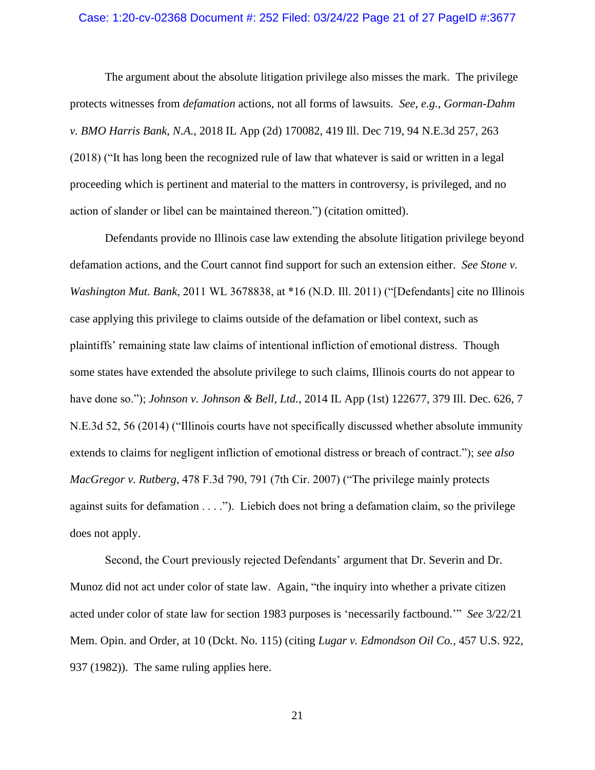The argument about the absolute litigation privilege also misses the mark. The privilege protects witnesses from *defamation* actions, not all forms of lawsuits. *See, e.g.*, *Gorman-Dahm v. BMO Harris Bank, N.A.*, 2018 IL App (2d) 170082, 419 Ill. Dec 719, 94 N.E.3d 257, 263 (2018) ("It has long been the recognized rule of law that whatever is said or written in a legal proceeding which is pertinent and material to the matters in controversy, is privileged, and no action of slander or libel can be maintained thereon.") (citation omitted).

Defendants provide no Illinois case law extending the absolute litigation privilege beyond defamation actions, and the Court cannot find support for such an extension either. *See Stone v. Washington Mut. Bank*, 2011 WL 3678838, at *16 (N.D. Ill. 2011) ("[Defendants] cite no Illinois case applying this privilege to claims outside of the defamation or libel context, such as plaintiffs' remaining state law claims of intentional infliction of emotional distress. Though some states have extended the absolute privilege to such claims, Illinois courts do not appear to have done so."); *Johnson v. Johnson & Bell, Ltd.*, 2014 IL App (1st) 122677, 379 Ill. Dec. 626, 7 N.E.3d 52, 56 (2014) ("Illinois courts have not specifically discussed whether absolute immunity extends to claims for negligent infliction of emotional distress or breach of contract."); *see also MacGregor v. Rutberg*, 478 F.3d 790, 791 (7th Cir. 2007) ("The privilege mainly protects against suits for defamation . . . ."). Liebich does not bring a defamation claim, so the privilege does not apply.

Second, the Court previously rejected Defendants' argument that Dr. Severin and Dr. Munoz did not act under color of state law. Again, "the inquiry into whether a private citizen acted under color of state law for section 1983 purposes is 'necessarily factbound.'" *See* 3/22/21 Mem. Opin. and Order, at 10 (Dckt. No. 115) (citing *Lugar v. Edmondson Oil Co.*, 457 U.S. 922, 937 (1982)). The same ruling applies here.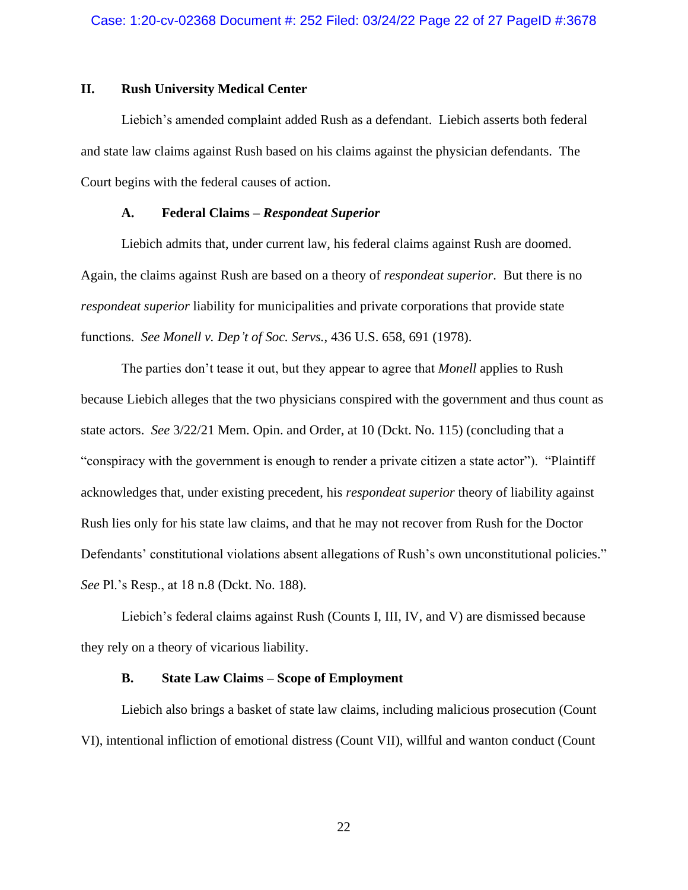## II. Rush University Medical Center

Liebich's amended complaint added Rush as a defendant. Liebich asserts both federal and state law claims against Rush based on his claims against the physician defendants. The Court begins with the federal causes of action.

### A. Federal Claims – *Respondeat Superior*

Liebich admits that, under current law, his federal claims against Rush are doomed. Again, the claims against Rush are based on a theory of *respondeat superior*. But there is no *respondeat superior* liability for municipalities and private corporations that provide state functions. *See Monell v. Dep't of Soc. Servs.*, 436 U.S. 658, 691 (1978).

The parties don't tease it out, but they appear to agree that *Monell* applies to Rush because Liebich alleges that the two physicians conspired with the government and thus count as state actors. *See* 3/22/21 Mem. Opin. and Order, at 10 (Dckt. No. 115) (concluding that a "conspiracy with the government is enough to render a private citizen a state actor"). "Plaintiff acknowledges that, under existing precedent, his *respondeat superior* theory of liability against Rush lies only for his state law claims, and that he may not recover from Rush for the Doctor Defendants' constitutional violations absent allegations of Rush's own unconstitutional policies." *See* Pl.'s Resp., at 18 n.8 (Dckt. No. 188).

Liebich's federal claims against Rush (Counts I, III, IV, and V) are dismissed because they rely on a theory of vicarious liability.

### B. State Law Claims – Scope of Employment

Liebich also brings a basket of state law claims, including malicious prosecution (Count VI), intentional infliction of emotional distress (Count VII), willful and wanton conduct (Count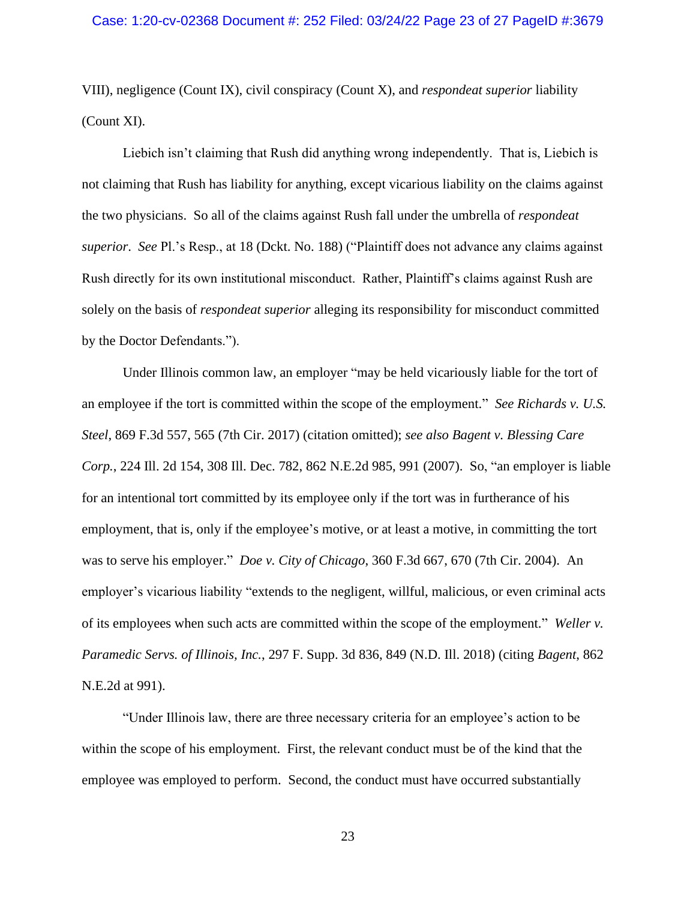VIII), negligence (Count IX), civil conspiracy (Count X), and *respondeat superior* liability (Count XI).

Liebich isn't claiming that Rush did anything wrong independently. That is, Liebich is not claiming that Rush has liability for anything, except vicarious liability on the claims against the two physicians. So all of the claims against Rush fall under the umbrella of *respondeat superior*. *See* Pl.'s Resp., at 18 (Dckt. No. 188) ("Plaintiff does not advance any claims against Rush directly for its own institutional misconduct. Rather, Plaintiff's claims against Rush are solely on the basis of *respondeat superior* alleging its responsibility for misconduct committed by the Doctor Defendants.").

Under Illinois common law, an employer "may be held vicariously liable for the tort of an employee if the tort is committed within the scope of the employment." *See Richards v. U.S. Steel*, 869 F.3d 557, 565 (7th Cir. 2017) (citation omitted); *see also Bagent v. Blessing Care Corp.*, 224 Ill. 2d 154, 308 Ill. Dec. 782, 862 N.E.2d 985, 991 (2007). So, "an employer is liable for an intentional tort committed by its employee only if the tort was in furtherance of his employment, that is, only if the employee's motive, or at least a motive, in committing the tort was to serve his employer." *Doe v. City of Chicago*, 360 F.3d 667, 670 (7th Cir. 2004). An employer's vicarious liability "extends to the negligent, willful, malicious, or even criminal acts of its employees when such acts are committed within the scope of the employment." *Weller v. Paramedic Servs. of Illinois, Inc.*, 297 F. Supp. 3d 836, 849 (N.D. Ill. 2018) (citing *Bagent*, 862 N.E.2d at 991).

"Under Illinois law, there are three necessary criteria for an employee's action to be within the scope of his employment. First, the relevant conduct must be of the kind that the employee was employed to perform. Second, the conduct must have occurred substantially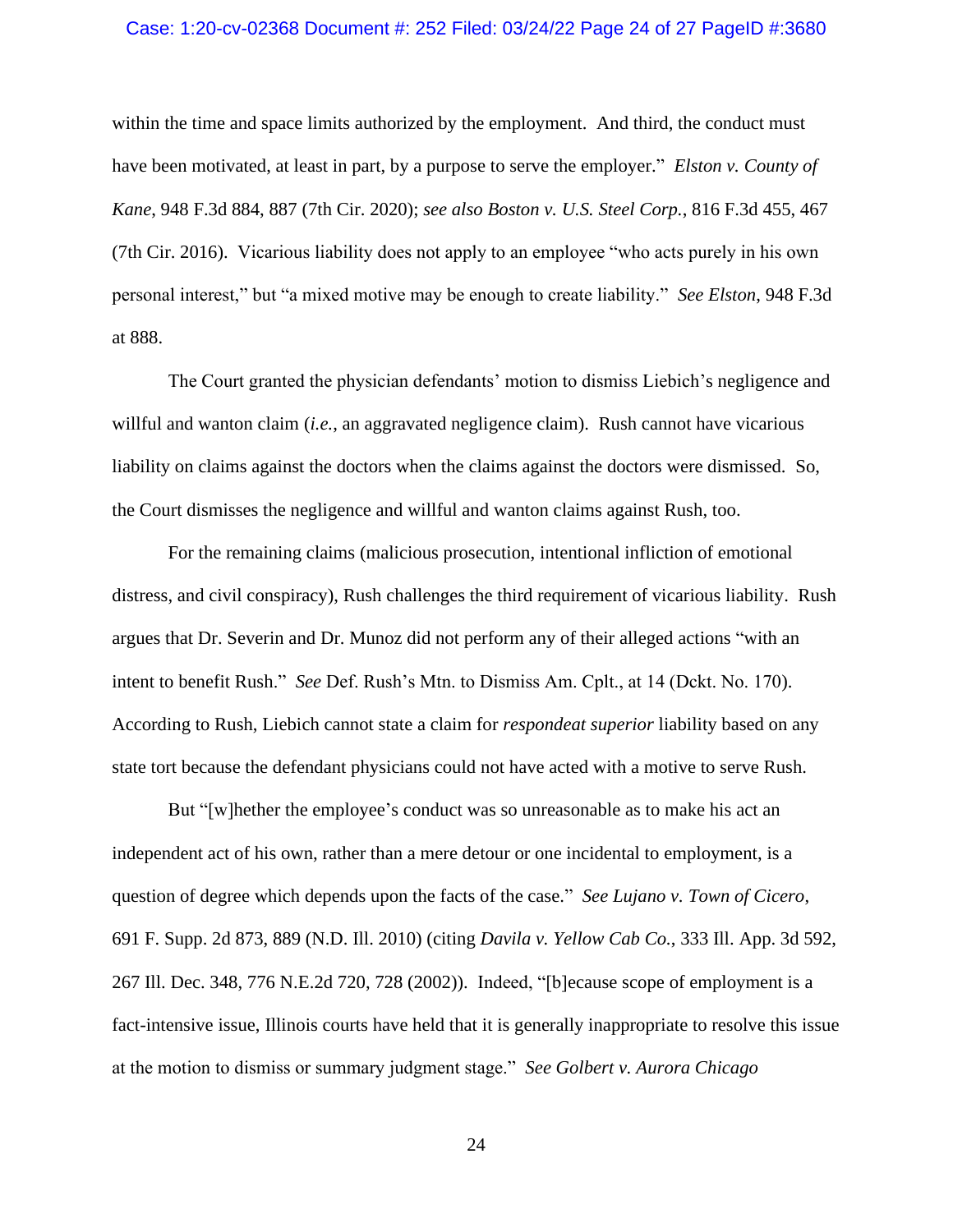within the time and space limits authorized by the employment. And third, the conduct must have been motivated, at least in part, by a purpose to serve the employer." *Elston v. County of Kane*, 948 F.3d 884, 887 (7th Cir. 2020); *see also Boston v. U.S. Steel Corp.*, 816 F.3d 455, 467 (7th Cir. 2016). Vicarious liability does not apply to an employee "who acts purely in his own personal interest," but "a mixed motive may be enough to create liability." *See Elston*, 948 F.3d at 888.

The Court granted the physician defendants' motion to dismiss Liebich's negligence and willful and wanton claim (*i.e.*, an aggravated negligence claim). Rush cannot have vicarious liability on claims against the doctors when the claims against the doctors were dismissed. So, the Court dismisses the negligence and willful and wanton claims against Rush, too.

For the remaining claims (malicious prosecution, intentional infliction of emotional distress, and civil conspiracy), Rush challenges the third requirement of vicarious liability. Rush argues that Dr. Severin and Dr. Munoz did not perform any of their alleged actions "with an intent to benefit Rush." *See* Def. Rush's Mtn. to Dismiss Am. Cplt., at 14 (Dckt. No. 170). According to Rush, Liebich cannot state a claim for *respondeat superior* liability based on any state tort because the defendant physicians could not have acted with a motive to serve Rush.

But "[w]hether the employee's conduct was so unreasonable as to make his act an independent act of his own, rather than a mere detour or one incidental to employment, is a question of degree which depends upon the facts of the case." *See Lujano v. Town of Cicero*, 691 F. Supp. 2d 873, 889 (N.D. Ill. 2010) (citing *Davila v. Yellow Cab Co.*, 333 Ill. App. 3d 592, 267 Ill. Dec. 348, 776 N.E.2d 720, 728 (2002)). Indeed, "[b]ecause scope of employment is a fact-intensive issue, Illinois courts have held that it is generally inappropriate to resolve this issue at the motion to dismiss or summary judgment stage." *See Golbert v. Aurora Chicago*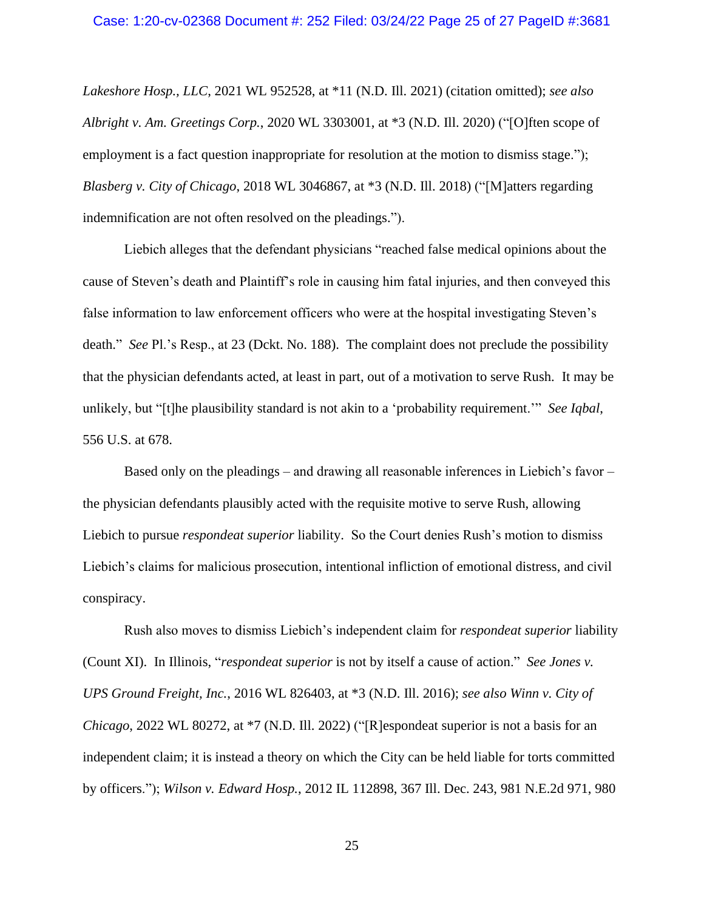*Lakeshore Hosp., LLC*, 2021 WL 952528, at *11 (N.D. Ill. 2021) (citation omitted); *see also Albright v. Am. Greetings Corp.*, 2020 WL 3303001, at *3 (N.D. Ill. 2020) ("[O]ften scope of employment is a fact question inappropriate for resolution at the motion to dismiss stage."); *Blasberg v. City of Chicago*, 2018 WL 3046867, at *3 (N.D. Ill. 2018) ("[M]atters regarding indemnification are not often resolved on the pleadings.").

Liebich alleges that the defendant physicians "reached false medical opinions about the cause of Steven's death and Plaintiff's role in causing him fatal injuries, and then conveyed this false information to law enforcement officers who were at the hospital investigating Steven's death." *See* Pl.'s Resp., at 23 (Dckt. No. 188). The complaint does not preclude the possibility that the physician defendants acted, at least in part, out of a motivation to serve Rush. It may be unlikely, but "[t]he plausibility standard is not akin to a 'probability requirement.'" *See Iqbal*, 556 U.S. at 678.

Based only on the pleadings – and drawing all reasonable inferences in Liebich's favor – the physician defendants plausibly acted with the requisite motive to serve Rush, allowing Liebich to pursue *respondeat superior* liability. So the Court denies Rush's motion to dismiss Liebich's claims for malicious prosecution, intentional infliction of emotional distress, and civil conspiracy.

Rush also moves to dismiss Liebich's independent claim for *respondeat superior* liability (Count XI). In Illinois, "*respondeat superior* is not by itself a cause of action." *See Jones v. UPS Ground Freight, Inc.*, 2016 WL 826403, at *3 (N.D. Ill. 2016); *see also Winn v. City of Chicago*, 2022 WL 80272, at *7 (N.D. Ill. 2022) ("[R]espondeat superior is not a basis for an independent claim; it is instead a theory on which the City can be held liable for torts committed by officers."); *Wilson v. Edward Hosp.*, 2012 IL 112898, 367 Ill. Dec. 243, 981 N.E.2d 971, 980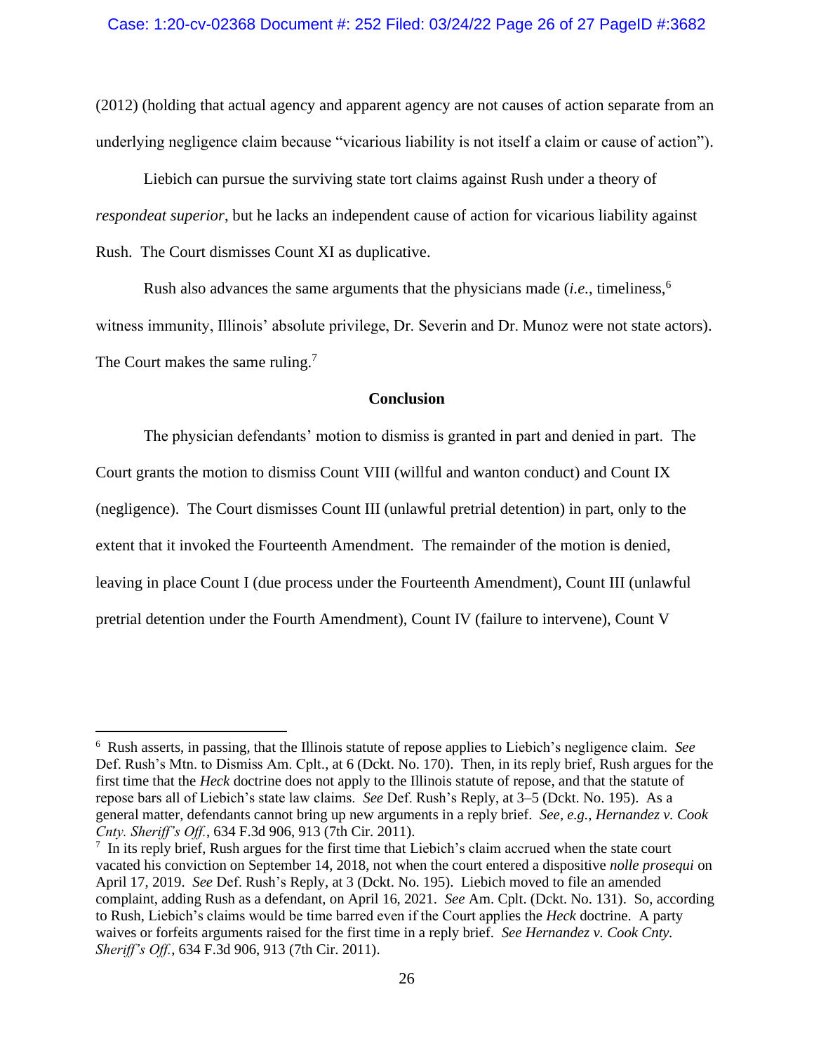(2012) (holding that actual agency and apparent agency are not causes of action separate from an underlying negligence claim because "vicarious liability is not itself a claim or cause of action").

Liebich can pursue the surviving state tort claims against Rush under a theory of *respondeat superior*, but he lacks an independent cause of action for vicarious liability against Rush. The Court dismisses Count XI as duplicative.

Rush also advances the same arguments that the physicians made (*i.e.*, timeliness,[6] witness immunity, Illinois' absolute privilege, Dr. Severin and Dr. Munoz were not state actors). The Court makes the same ruling.[7]

## Conclusion

The physician defendants' motion to dismiss is granted in part and denied in part. The Court grants the motion to dismiss Count VIII (willful and wanton conduct) and Count IX (negligence). The Court dismisses Count III (unlawful pretrial detention) in part, only to the extent that it invoked the Fourteenth Amendment. The remainder of the motion is denied, leaving in place Count I (due process under the Fourteenth Amendment), Count III (unlawful pretrial detention under the Fourth Amendment), Count IV (failure to intervene), Count V

---

[6] Rush asserts, in passing, that the Illinois statute of repose applies to Liebich's negligence claim. *See* Def. Rush's Mtn. to Dismiss Am. Cplt., at 6 (Dckt. No. 170). Then, in its reply brief, Rush argues for the first time that the *Heck* doctrine does not apply to the Illinois statute of repose, and that the statute of repose bars all of Liebich's state law claims. *See* Def. Rush's Reply, at 3–5 (Dckt. No. 195). As a general matter, defendants cannot bring up new arguments in a reply brief. *See, e.g.*, *Hernandez v. Cook Cnty. Sheriff's Off.*, 634 F.3d 906, 913 (7th Cir. 2011).

[7] In its reply brief, Rush argues for the first time that Liebich's claim accrued when the state court vacated his conviction on September 14, 2018, not when the court entered a dispositive *nolle prosequi* on April 17, 2019. *See* Def. Rush's Reply, at 3 (Dckt. No. 195). Liebich moved to file an amended complaint, adding Rush as a defendant, on April 16, 2021. *See* Am. Cplt. (Dckt. No. 131). So, according to Rush, Liebich's claims would be time barred even if the Court applies the *Heck* doctrine. A party waives or forfeits arguments raised for the first time in a reply brief. *See Hernandez v. Cook Cnty. Sheriff's Off.*, 634 F.3d 906, 913 (7th Cir. 2011).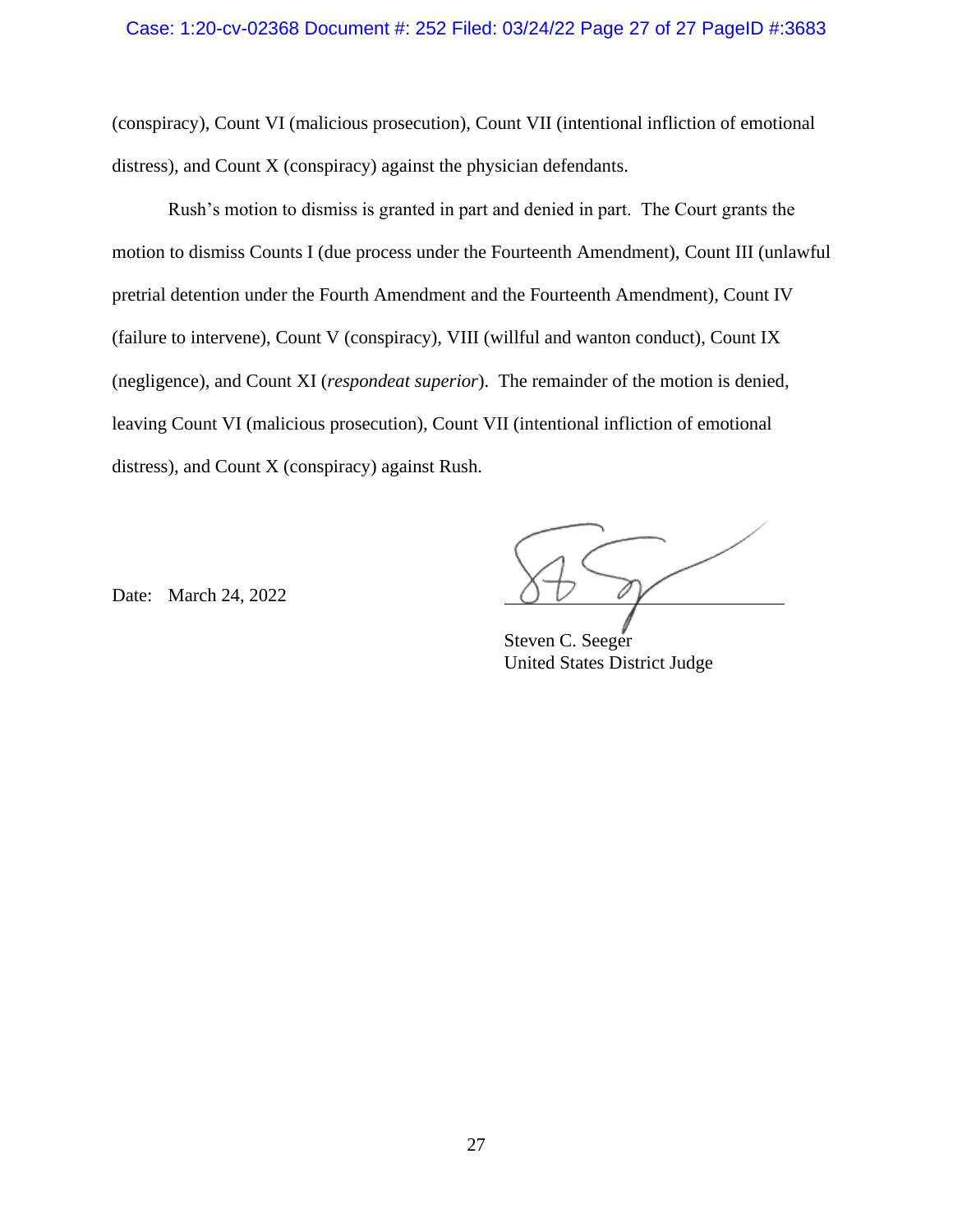(conspiracy), Count VI (malicious prosecution), Count VII (intentional infliction of emotional distress), and Count X (conspiracy) against the physician defendants.

Rush's motion to dismiss is granted in part and denied in part. The Court grants the motion to dismiss Counts I (due process under the Fourteenth Amendment), Count III (unlawful pretrial detention under the Fourth Amendment and the Fourteenth Amendment), Count IV (failure to intervene), Count V (conspiracy), VIII (willful and wanton conduct), Count IX (negligence), and Count XI (*respondeat superior*). The remainder of the motion is denied, leaving Count VI (malicious prosecution), Count VII (intentional infliction of emotional distress), and Count X (conspiracy) against Rush.

Date: March 24, 2022

Steven C. Seeger
United States District Judge